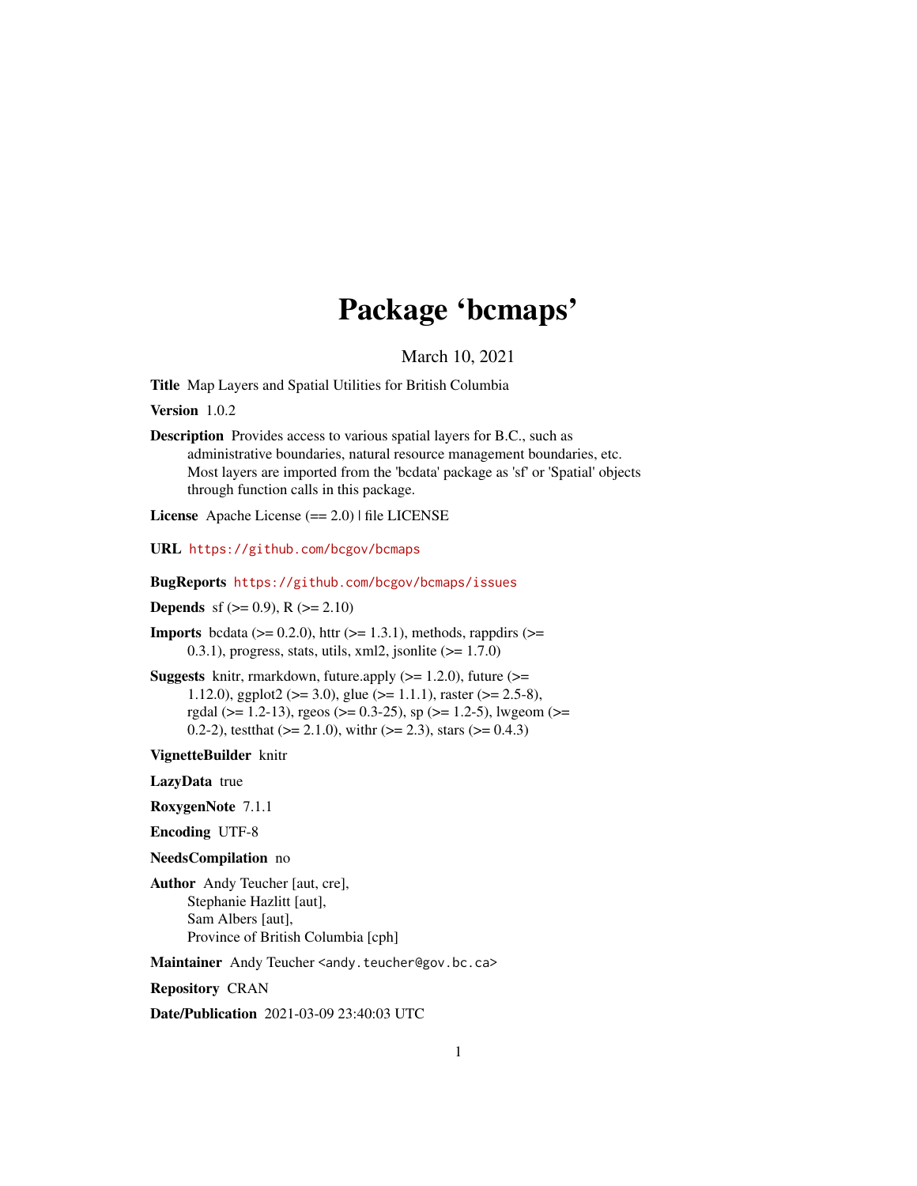# Package 'bcmaps'

March 10, 2021

**Title** Map Layers and Spatial Utilities for British Columbia

**Version** 1.0.2

**Description** Provides access to various spatial layers for B.C., such as administrative boundaries, natural resource management boundaries, etc. Most layers are imported from the 'bcdata' package as 'sf' or 'Spatial' objects through function calls in this package.

**License** Apache License (== 2.0) | file LICENSE

**URL** https://github.com/bcgov/bcmaps

**BugReports** https://github.com/bcgov/bcmaps/issues

**Depends** sf (>= 0.9), R (>= 2.10)

**Imports** bcdata (>= 0.2.0), httr (>= 1.3.1), methods, rappdirs (>= 0.3.1), progress, stats, utils, xml2, jsonlite (>= 1.7.0)

**Suggests** knitr, rmarkdown, future.apply (>= 1.2.0), future (>= 1.12.0), ggplot2 (>= 3.0), glue (>= 1.1.1), raster (>= 2.5-8), rgdal (>= 1.2-13), rgeos (>= 0.3-25), sp (>= 1.2-5), lwgeom (>= 0.2-2), testthat (>= 2.1.0), withr (>= 2.3), stars (>= 0.4.3)

**VignetteBuilder** knitr

**LazyData** true

**RoxygenNote** 7.1.1

**Encoding** UTF-8

**NeedsCompilation** no

**Author** Andy Teucher [aut, cre],
Stephanie Hazlitt [aut],
Sam Albers [aut],
Province of British Columbia [cph]

**Maintainer** Andy Teucher <andy.teucher@gov.bc.ca>

**Repository** CRAN

**Date/Publication** 2021-03-09 23:40:03 UTC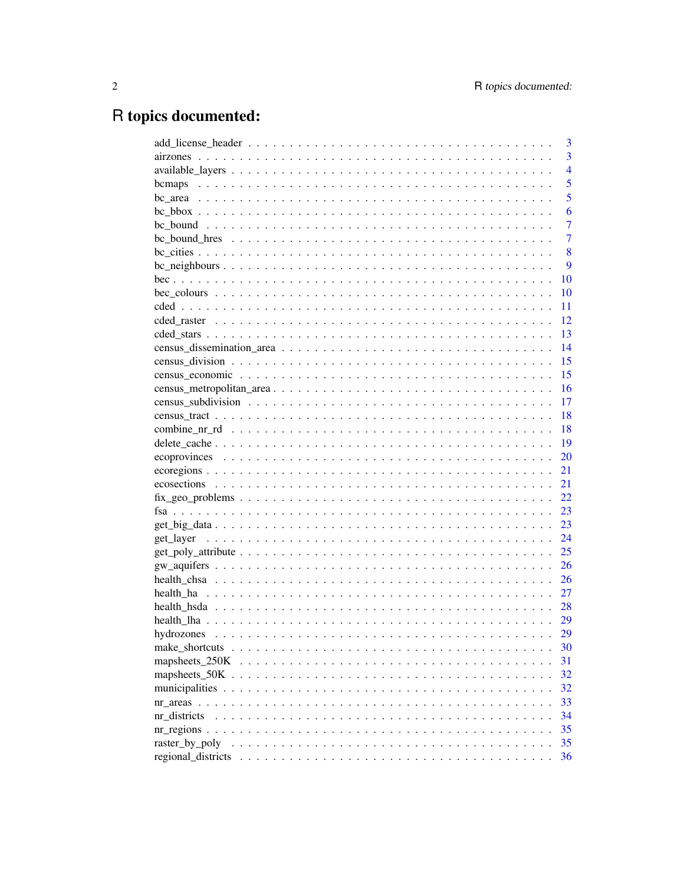# R topics documented:

| | |
|---|---|
| add_license_header | 3 |
| airzones | 3 |
| available_layers | 4 |
| bcmaps | 5 |
| bc_area | 5 |
| bc_bbox | 6 |
| bc_bound | 7 |
| bc_bound_hres | 7 |
| bc_cities | 8 |
| bc_neighbours | 9 |
| bec | 10 |
| bec_colours | 10 |
| cded | 11 |
| cded_raster | 12 |
| cded_stars | 13 |
| census_dissemination_area | 14 |
| census_division | 15 |
| census_economic | 15 |
| census_metropolitan_area | 16 |
| census_subdivision | 17 |
| census_tract | 18 |
| combine_nr_rd | 18 |
| delete_cache | 19 |
| ecoprovinces | 20 |
| ecoregions | 21 |
| ecosections | 21 |
| fix_geo_problems | 22 |
| fsa | 23 |
| get_big_data | 23 |
| get_layer | 24 |
| get_poly_attribute | 25 |
| gw_aquifers | 26 |
| health_chsa | 26 |
| health_ha | 27 |
| health_hsda | 28 |
| health_lha | 29 |
| hydrozones | 29 |
| make_shortcuts | 30 |
| mapsheets_250K | 31 |
| mapsheets_50K | 32 |
| municipalities | 32 |
| nr_areas | 33 |
| nr_districts | 34 |
| nr_regions | 35 |
| raster_by_poly | 35 |
| regional_districts | 36 |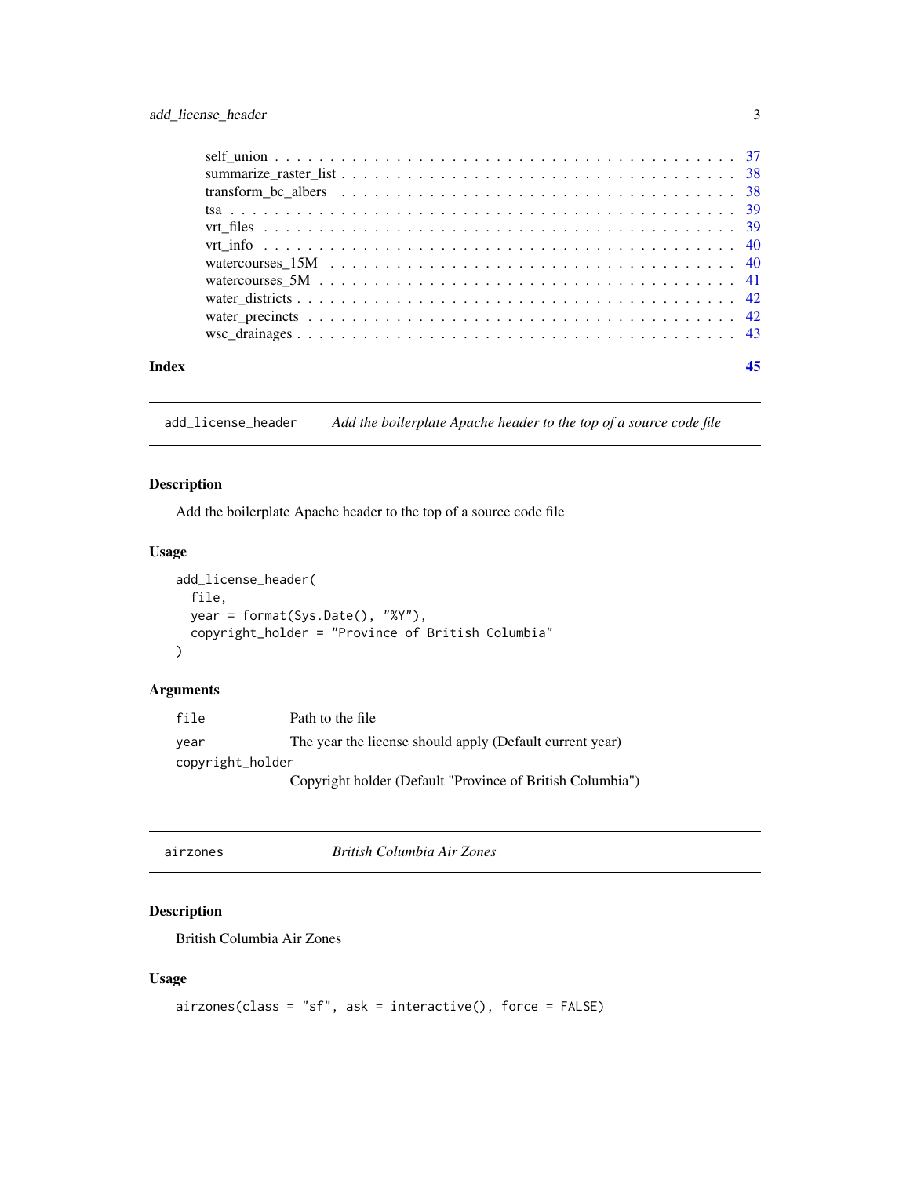| | |
|---|---|
| self_union | 37 |
| summarize_raster_list | 38 |
| transform_bc_albers | 38 |
| tsa | 39 |
| vrt_files | 39 |
| vrt_info | 40 |
| watercourses_15M | 40 |
| watercourses_5M | 41 |
| water_districts | 42 |
| water_precincts | 42 |
| wsc_drainages | 43 |

**Index** **45**

---

## add_license_header — *Add the boilerplate Apache header to the top of a source code file*

### Description

Add the boilerplate Apache header to the top of a source code file

### Usage

```
add_license_header(
  file,
  year = format(Sys.Date(), "%Y"),
  copyright_holder = "Province of British Columbia"
)
```

### Arguments

| | |
|---|---|
| `file` | Path to the file |
| `year` | The year the license should apply (Default current year) |
| `copyright_holder` | Copyright holder (Default "Province of British Columbia") |

---

## airzones — *British Columbia Air Zones*

### Description

British Columbia Air Zones

### Usage

```
airzones(class = "sf", ask = interactive(), force = FALSE)
```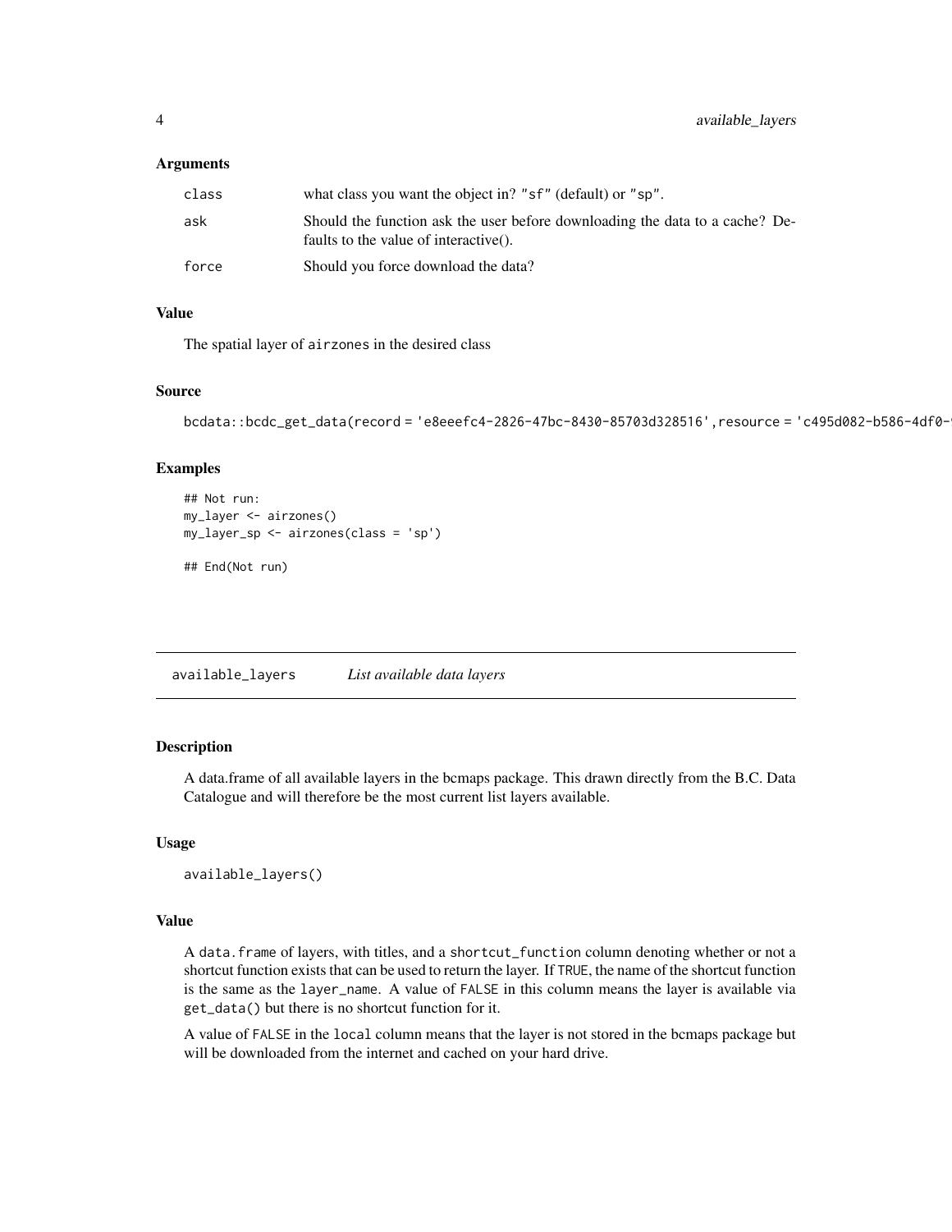### Arguments

| | |
|---|---|
| class | what class you want the object in? "sf" (default) or "sp". |
| ask | Should the function ask the user before downloading the data to a cache? Defaults to the value of interactive(). |
| force | Should you force download the data? |

### Value

The spatial layer of airzones in the desired class

### Source

bcdata::bcdc_get_data(record = 'e8eeefc4-2826-47bc-8430-85703d328516',resource = 'c495d082-b586-4df0-

### Examples

```
## Not run:
my_layer <- airzones()
my_layer_sp <- airzones(class = 'sp')

## End(Not run)
```

## available_layers *List available data layers*

### Description

A data.frame of all available layers in the bcmaps package. This drawn directly from the B.C. Data Catalogue and will therefore be the most current list layers available.

### Usage

```
available_layers()
```

### Value

A data.frame of layers, with titles, and a shortcut_function column denoting whether or not a shortcut function exists that can be used to return the layer. If TRUE, the name of the shortcut function is the same as the layer_name. A value of FALSE in this column means the layer is available via get_data() but there is no shortcut function for it.

A value of FALSE in the local column means that the layer is not stored in the bcmaps package but will be downloaded from the internet and cached on your hard drive.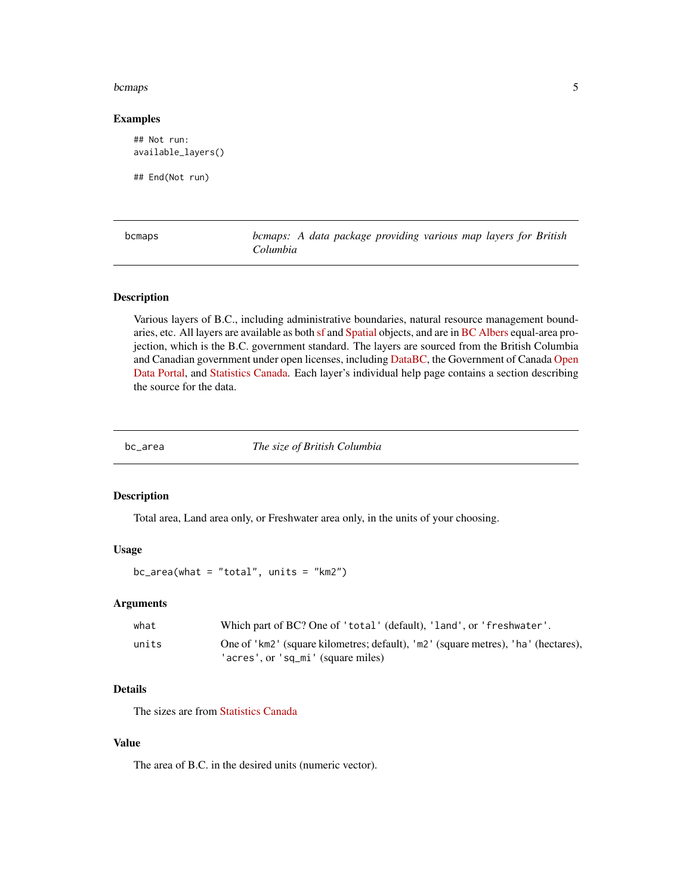### Examples

```
## Not run:
available_layers()

## End(Not run)
```

---

`bcmaps` — *bcmaps: A data package providing various map layers for British Columbia*

---

### Description

Various layers of B.C., including administrative boundaries, natural resource management boundaries, etc. All layers are available as both sf and Spatial objects, and are in BC Albers equal-area projection, which is the B.C. government standard. The layers are sourced from the British Columbia and Canadian government under open licenses, including DataBC, the Government of Canada Open Data Portal, and Statistics Canada. Each layer's individual help page contains a section describing the source for the data.

---

`bc_area` — *The size of British Columbia*

---

### Description

Total area, Land area only, or Freshwater area only, in the units of your choosing.

### Usage

```
bc_area(what = "total", units = "km2")
```

### Arguments

| | |
|---|---|
| what | Which part of BC? One of 'total' (default), 'land', or 'freshwater'. |
| units | One of 'km2' (square kilometres; default), 'm2' (square metres), 'ha' (hectares), 'acres', or 'sq_mi' (square miles) |

### Details

The sizes are from Statistics Canada

### Value

The area of B.C. in the desired units (numeric vector).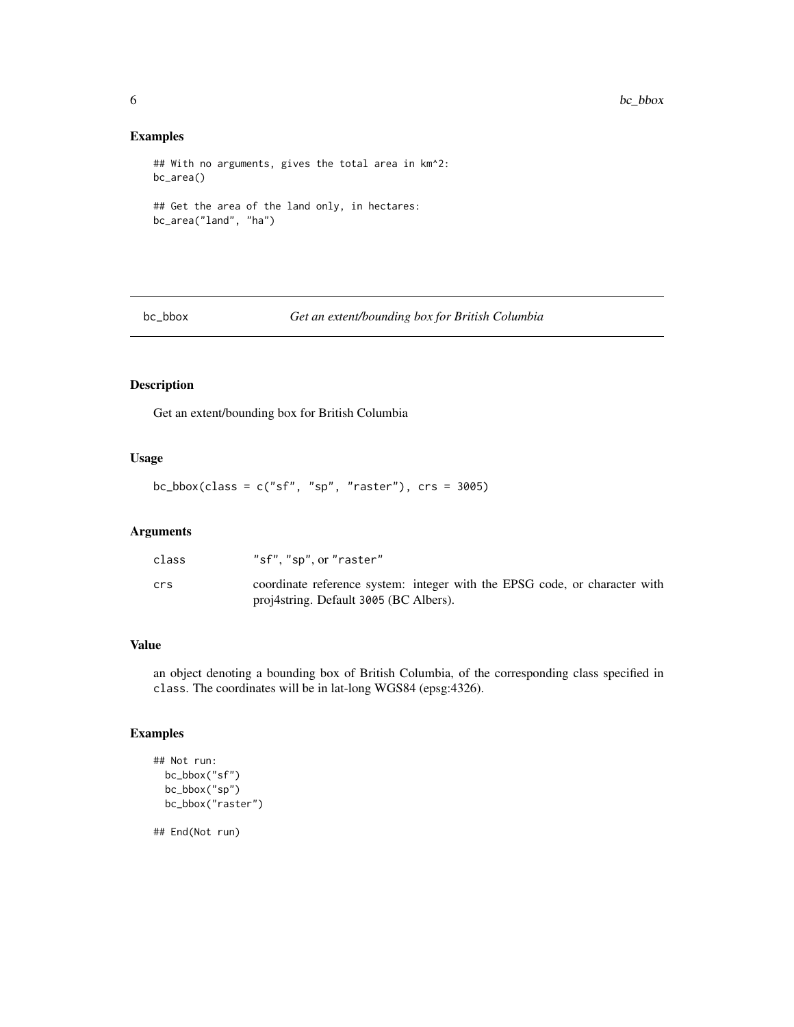## Examples

```
## With no arguments, gives the total area in km^2:
bc_area()

## Get the area of the land only, in hectares:
bc_area("land", "ha")
```

---

# bc_bbox — *Get an extent/bounding box for British Columbia*

## Description

Get an extent/bounding box for British Columbia

## Usage

```
bc_bbox(class = c("sf", "sp", "raster"), crs = 3005)
```

## Arguments

| | |
|---|---|
| class | "sf", "sp", or "raster" |
| crs | coordinate reference system: integer with the EPSG code, or character with proj4string. Default 3005 (BC Albers). |

## Value

an object denoting a bounding box of British Columbia, of the corresponding class specified in class. The coordinates will be in lat-long WGS84 (epsg:4326).

## Examples

```
## Not run:
  bc_bbox("sf")
  bc_bbox("sp")
  bc_bbox("raster")

## End(Not run)
```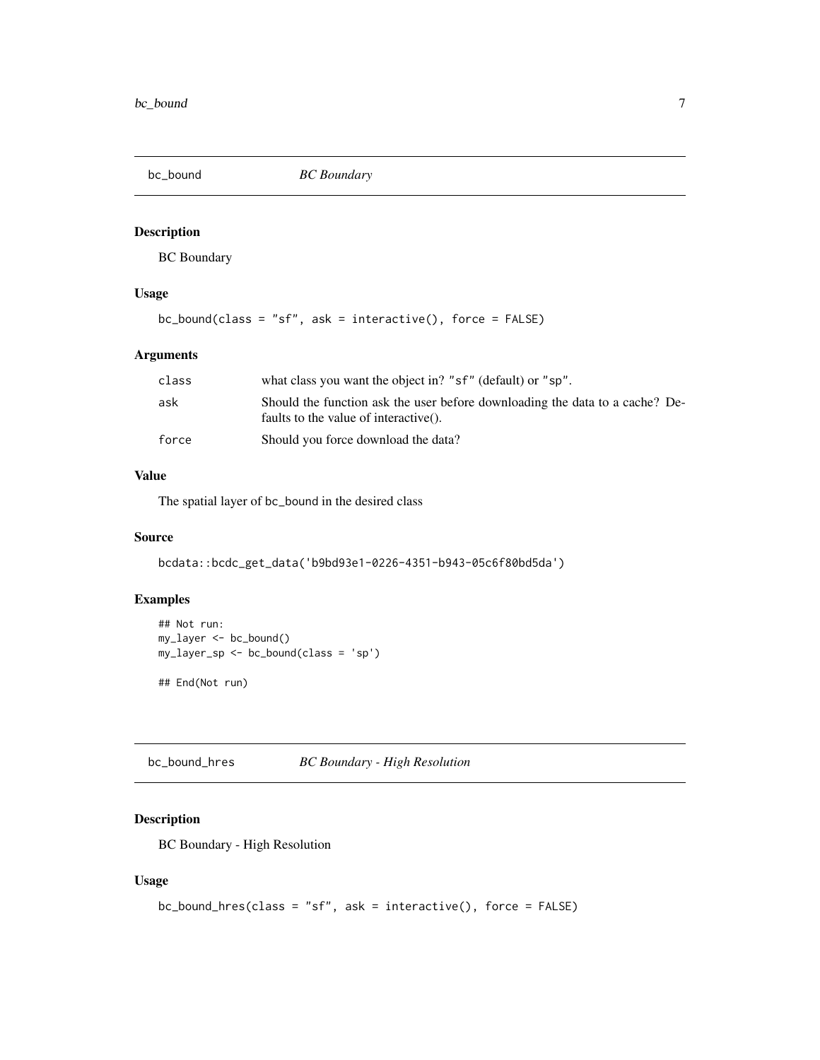## bc_bound — *BC Boundary*

### Description

BC Boundary

### Usage

```
bc_bound(class = "sf", ask = interactive(), force = FALSE)
```

### Arguments

| | |
|---|---|
| class | what class you want the object in? "sf" (default) or "sp". |
| ask | Should the function ask the user before downloading the data to a cache? Defaults to the value of interactive(). |
| force | Should you force download the data? |

### Value

The spatial layer of bc_bound in the desired class

### Source

```
bcdata::bcdc_get_data('b9bd93e1-0226-4351-b943-05c6f80bd5da')
```

### Examples

```
## Not run:
my_layer <- bc_bound()
my_layer_sp <- bc_bound(class = 'sp')

## End(Not run)
```

## bc_bound_hres — *BC Boundary - High Resolution*

### Description

BC Boundary - High Resolution

### Usage

```
bc_bound_hres(class = "sf", ask = interactive(), force = FALSE)
```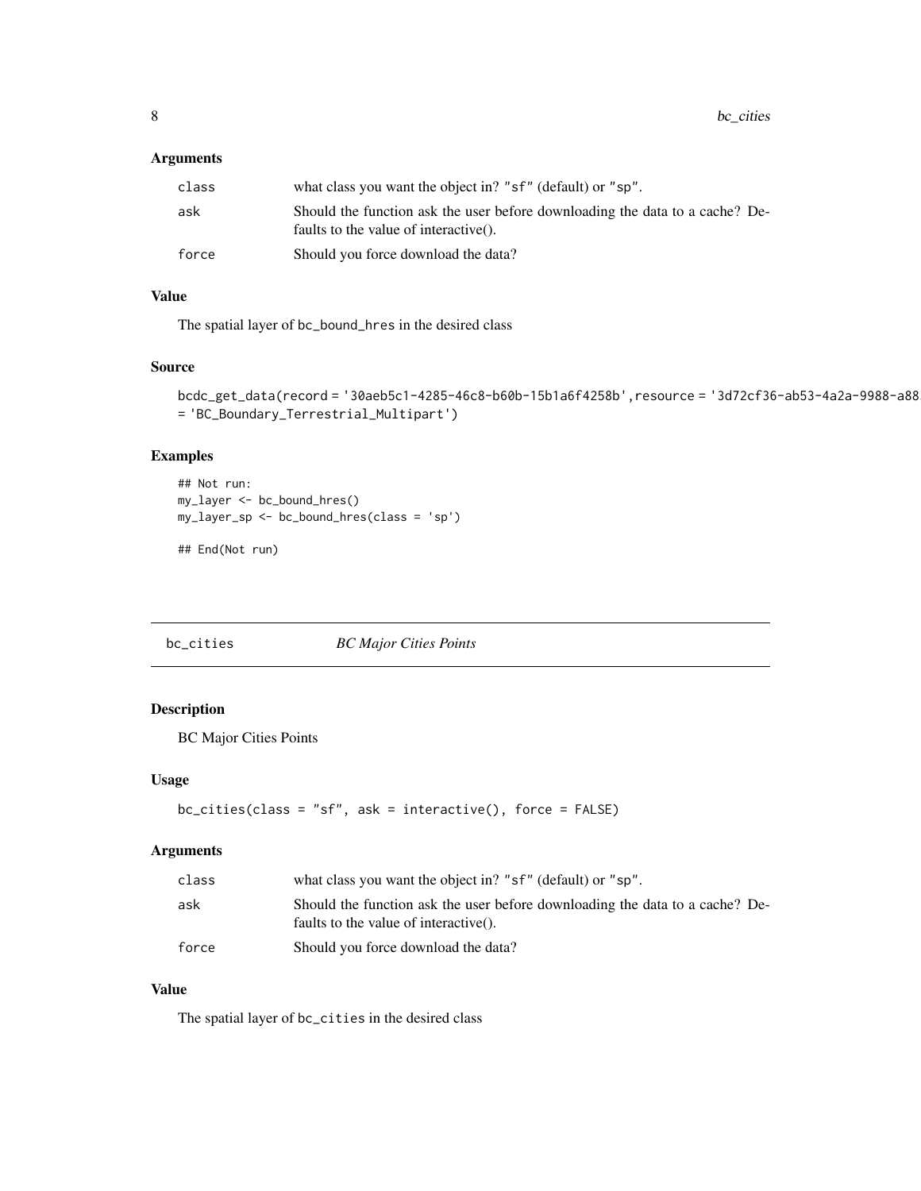### Arguments

| | |
|---|---|
| class | what class you want the object in? "sf" (default) or "sp". |
| ask | Should the function ask the user before downloading the data to a cache? Defaults to the value of interactive(). |
| force | Should you force download the data? |

### Value

The spatial layer of `bc_bound_hres` in the desired class

### Source

```
bcdc_get_data(record = '30aeb5c1-4285-46c8-b60b-15b1a6f4258b',resource = '3d72cf36-ab53-4a2a-9988-a88
= 'BC_Boundary_Terrestrial_Multipart')
```

### Examples

```
## Not run:
my_layer <- bc_bound_hres()
my_layer_sp <- bc_bound_hres(class = 'sp')

## End(Not run)
```

---

## bc_cities *BC Major Cities Points*

---

### Description

BC Major Cities Points

### Usage

```
bc_cities(class = "sf", ask = interactive(), force = FALSE)
```

### Arguments

| | |
|---|---|
| class | what class you want the object in? "sf" (default) or "sp". |
| ask | Should the function ask the user before downloading the data to a cache? Defaults to the value of interactive(). |
| force | Should you force download the data? |

### Value

The spatial layer of `bc_cities` in the desired class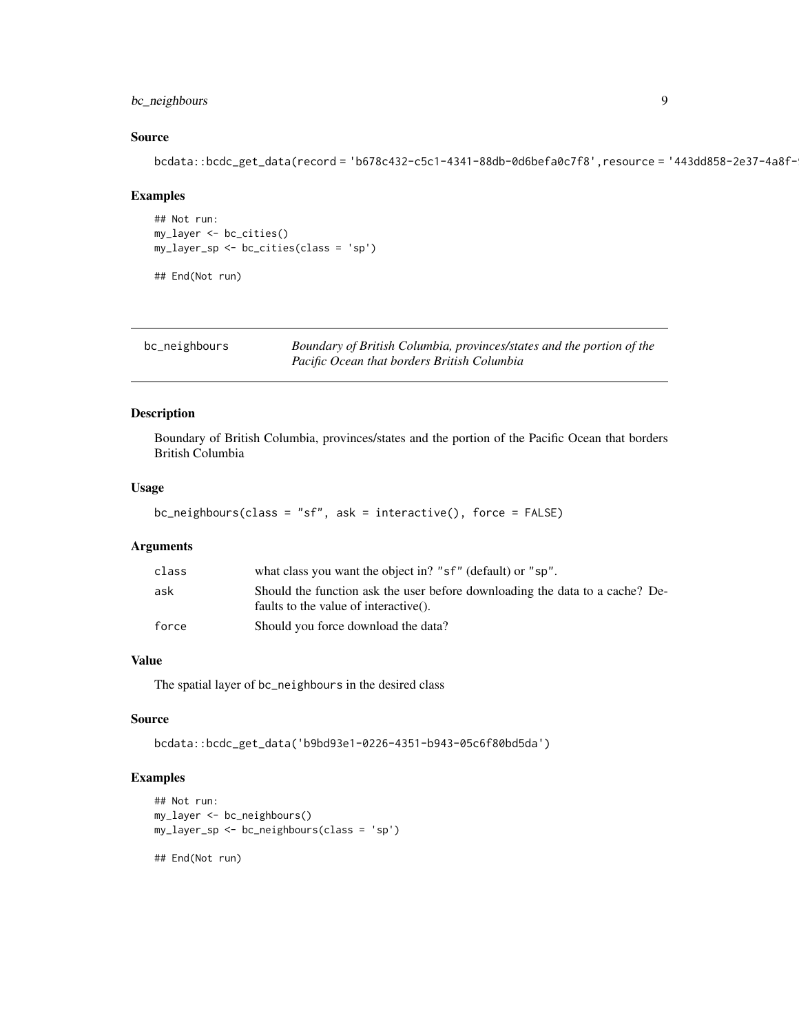### Source

```
bcdata::bcdc_get_data(record = 'b678c432-c5c1-4341-88db-0d6befa0c7f8',resource = '443dd858-2e37-4a8f-
```

### Examples

```
## Not run:
my_layer <- bc_cities()
my_layer_sp <- bc_cities(class = 'sp')

## End(Not run)
```

---

## bc_neighbours — *Boundary of British Columbia, provinces/states and the portion of the Pacific Ocean that borders British Columbia*

---

### Description

Boundary of British Columbia, provinces/states and the portion of the Pacific Ocean that borders British Columbia

### Usage

```
bc_neighbours(class = "sf", ask = interactive(), force = FALSE)
```

### Arguments

| | |
|---|---|
| class | what class you want the object in? "sf" (default) or "sp". |
| ask | Should the function ask the user before downloading the data to a cache? Defaults to the value of interactive(). |
| force | Should you force download the data? |

### Value

The spatial layer of bc_neighbours in the desired class

### Source

```
bcdata::bcdc_get_data('b9bd93e1-0226-4351-b943-05c6f80bd5da')
```

### Examples

```
## Not run:
my_layer <- bc_neighbours()
my_layer_sp <- bc_neighbours(class = 'sp')

## End(Not run)
```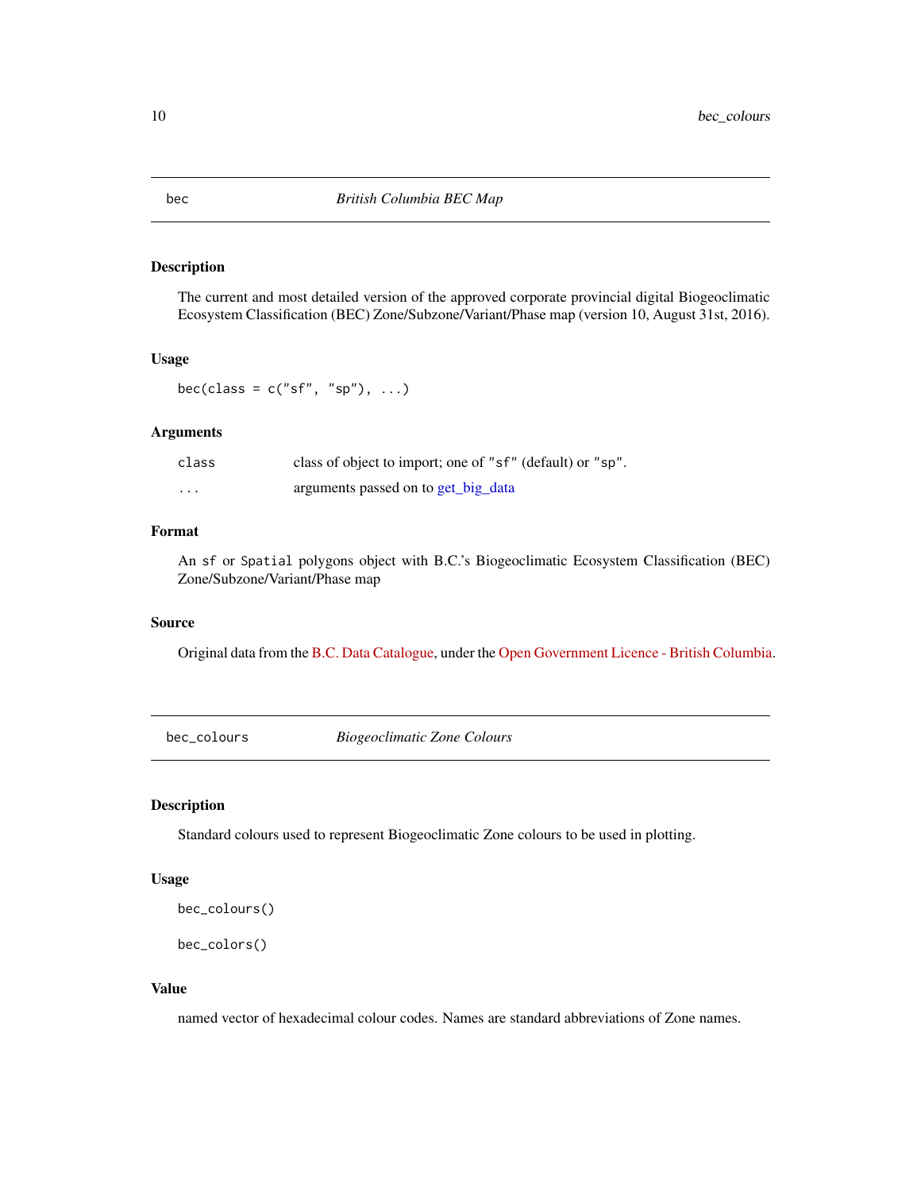## bec — *British Columbia BEC Map*

### Description

The current and most detailed version of the approved corporate provincial digital Biogeoclimatic Ecosystem Classification (BEC) Zone/Subzone/Variant/Phase map (version 10, August 31st, 2016).

### Usage

```
bec(class = c("sf", "sp"), ...)
```

### Arguments

| | |
|---|---|
| `class` | class of object to import; one of `"sf"` (default) or `"sp"`. |
| `...` | arguments passed on to get_big_data |

### Format

An `sf` or `Spatial` polygons object with B.C.'s Biogeoclimatic Ecosystem Classification (BEC) Zone/Subzone/Variant/Phase map

### Source

Original data from the B.C. Data Catalogue, under the Open Government Licence - British Columbia.

## bec_colours — *Biogeoclimatic Zone Colours*

### Description

Standard colours used to represent Biogeoclimatic Zone colours to be used in plotting.

### Usage

```
bec_colours()

bec_colors()
```

### Value

named vector of hexadecimal colour codes. Names are standard abbreviations of Zone names.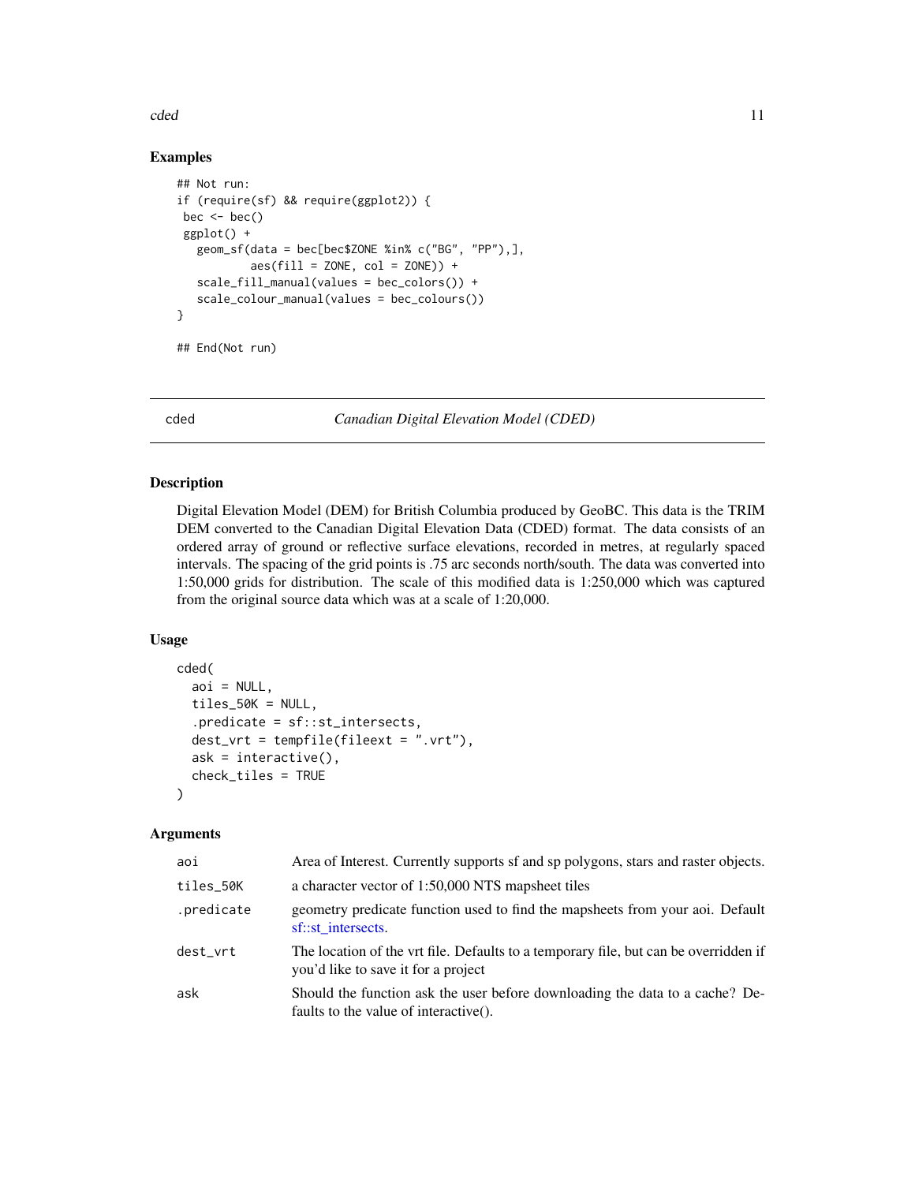## Examples

```
## Not run:
if (require(sf) && require(ggplot2)) {
 bec <- bec()
 ggplot() +
   geom_sf(data = bec[bec$ZONE %in% c("BG", "PP"),],
           aes(fill = ZONE, col = ZONE)) +
   scale_fill_manual(values = bec_colors()) +
   scale_colour_manual(values = bec_colours())
}

## End(Not run)
```

---

# cded — *Canadian Digital Elevation Model (CDED)*

---

## Description

Digital Elevation Model (DEM) for British Columbia produced by GeoBC. This data is the TRIM DEM converted to the Canadian Digital Elevation Data (CDED) format. The data consists of an ordered array of ground or reflective surface elevations, recorded in metres, at regularly spaced intervals. The spacing of the grid points is .75 arc seconds north/south. The data was converted into 1:50,000 grids for distribution. The scale of this modified data is 1:250,000 which was captured from the original source data which was at a scale of 1:20,000.

## Usage

```
cded(
  aoi = NULL,
  tiles_50K = NULL,
  .predicate = sf::st_intersects,
  dest_vrt = tempfile(fileext = ".vrt"),
  ask = interactive(),
  check_tiles = TRUE
)
```

## Arguments

| | |
|---|---|
| aoi | Area of Interest. Currently supports sf and sp polygons, stars and raster objects. |
| tiles_50K | a character vector of 1:50,000 NTS mapsheet tiles |
| .predicate | geometry predicate function used to find the mapsheets from your aoi. Default sf::st_intersects. |
| dest_vrt | The location of the vrt file. Defaults to a temporary file, but can be overridden if you'd like to save it for a project |
| ask | Should the function ask the user before downloading the data to a cache? Defaults to the value of interactive(). |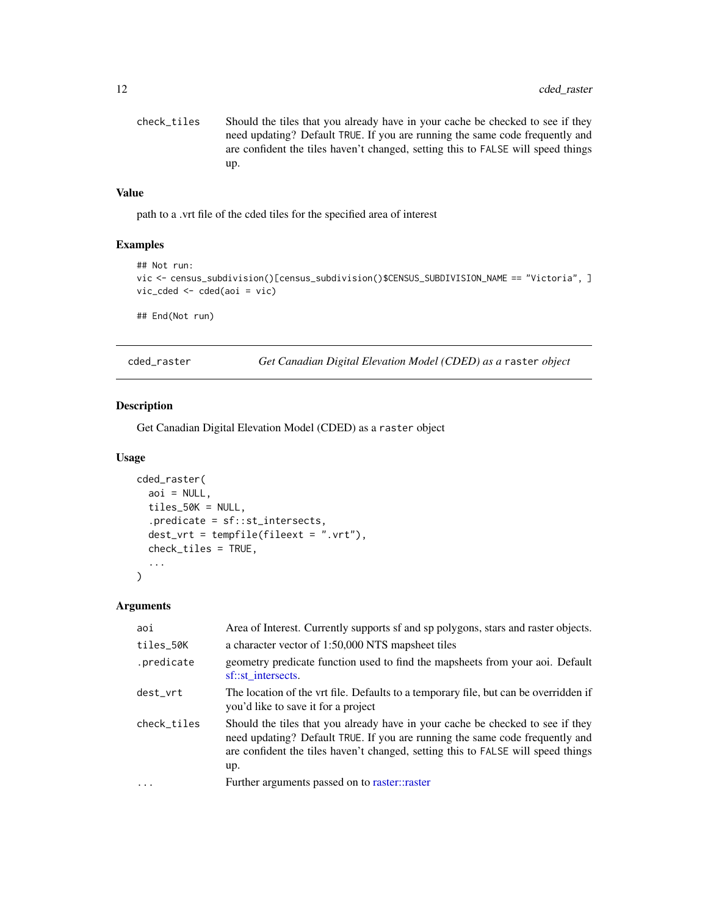| | |
|---|---|
| check_tiles | Should the tiles that you already have in your cache be checked to see if they need updating? Default TRUE. If you are running the same code frequently and are confident the tiles haven't changed, setting this to FALSE will speed things up. |

### Value

path to a .vrt file of the cded tiles for the specified area of interest

### Examples

```
## Not run:
vic <- census_subdivision()[census_subdivision()$CENSUS_SUBDIVISION_NAME == "Victoria", ]
vic_cded <- cded(aoi = vic)

## End(Not run)
```

---

## cded_raster — *Get Canadian Digital Elevation Model (CDED) as a* `raster` *object*

### Description

Get Canadian Digital Elevation Model (CDED) as a `raster` object

### Usage

```
cded_raster(
  aoi = NULL,
  tiles_50K = NULL,
  .predicate = sf::st_intersects,
  dest_vrt = tempfile(fileext = ".vrt"),
  check_tiles = TRUE,
  ...
)
```

### Arguments

| | |
|---|---|
| aoi | Area of Interest. Currently supports sf and sp polygons, stars and raster objects. |
| tiles_50K | a character vector of 1:50,000 NTS mapsheet tiles |
| .predicate | geometry predicate function used to find the mapsheets from your aoi. Default sf::st_intersects. |
| dest_vrt | The location of the vrt file. Defaults to a temporary file, but can be overridden if you'd like to save it for a project |
| check_tiles | Should the tiles that you already have in your cache be checked to see if they need updating? Default TRUE. If you are running the same code frequently and are confident the tiles haven't changed, setting this to FALSE will speed things up. |
| ... | Further arguments passed on to raster::raster |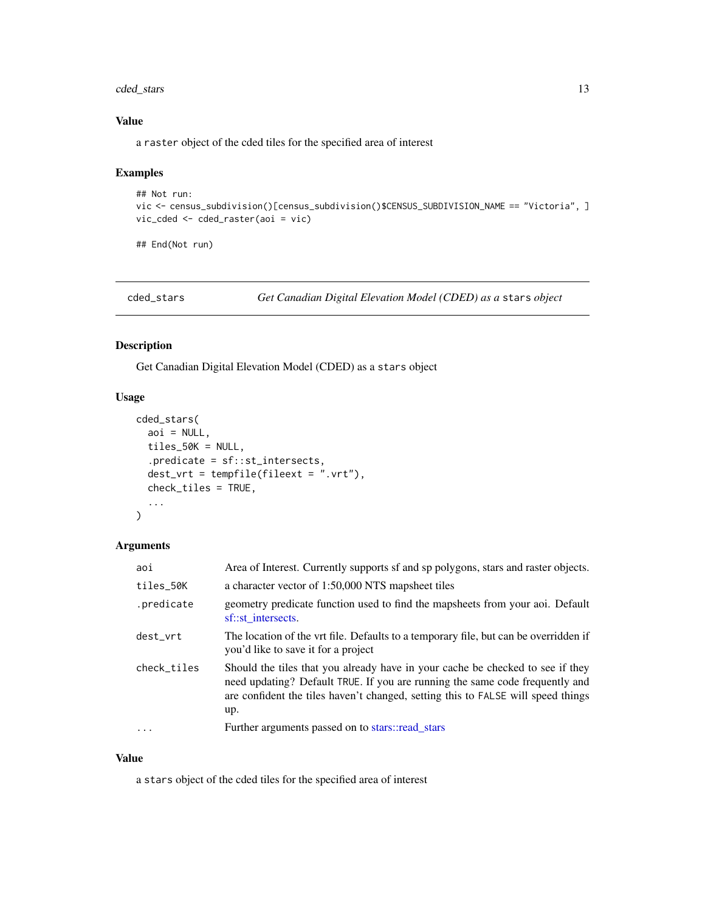## Value

a `raster` object of the cded tiles for the specified area of interest

## Examples

```
## Not run:
vic <- census_subdivision()[census_subdivision()$CENSUS_SUBDIVISION_NAME == "Victoria", ]
vic_cded <- cded_raster(aoi = vic)

## End(Not run)
```

---

# cded_stars — *Get Canadian Digital Elevation Model (CDED) as a `stars` object*

---

## Description

Get Canadian Digital Elevation Model (CDED) as a `stars` object

## Usage

```
cded_stars(
  aoi = NULL,
  tiles_50K = NULL,
  .predicate = sf::st_intersects,
  dest_vrt = tempfile(fileext = ".vrt"),
  check_tiles = TRUE,
  ...
)
```

## Arguments

| Argument | Description |
|---|---|
| `aoi` | Area of Interest. Currently supports sf and sp polygons, stars and raster objects. |
| `tiles_50K` | a character vector of 1:50,000 NTS mapsheet tiles |
| `.predicate` | geometry predicate function used to find the mapsheets from your aoi. Default sf::st_intersects. |
| `dest_vrt` | The location of the vrt file. Defaults to a temporary file, but can be overridden if you'd like to save it for a project |
| `check_tiles` | Should the tiles that you already have in your cache be checked to see if they need updating? Default `TRUE`. If you are running the same code frequently and are confident the tiles haven't changed, setting this to `FALSE` will speed things up. |
| `...` | Further arguments passed on to stars::read_stars |

## Value

a `stars` object of the cded tiles for the specified area of interest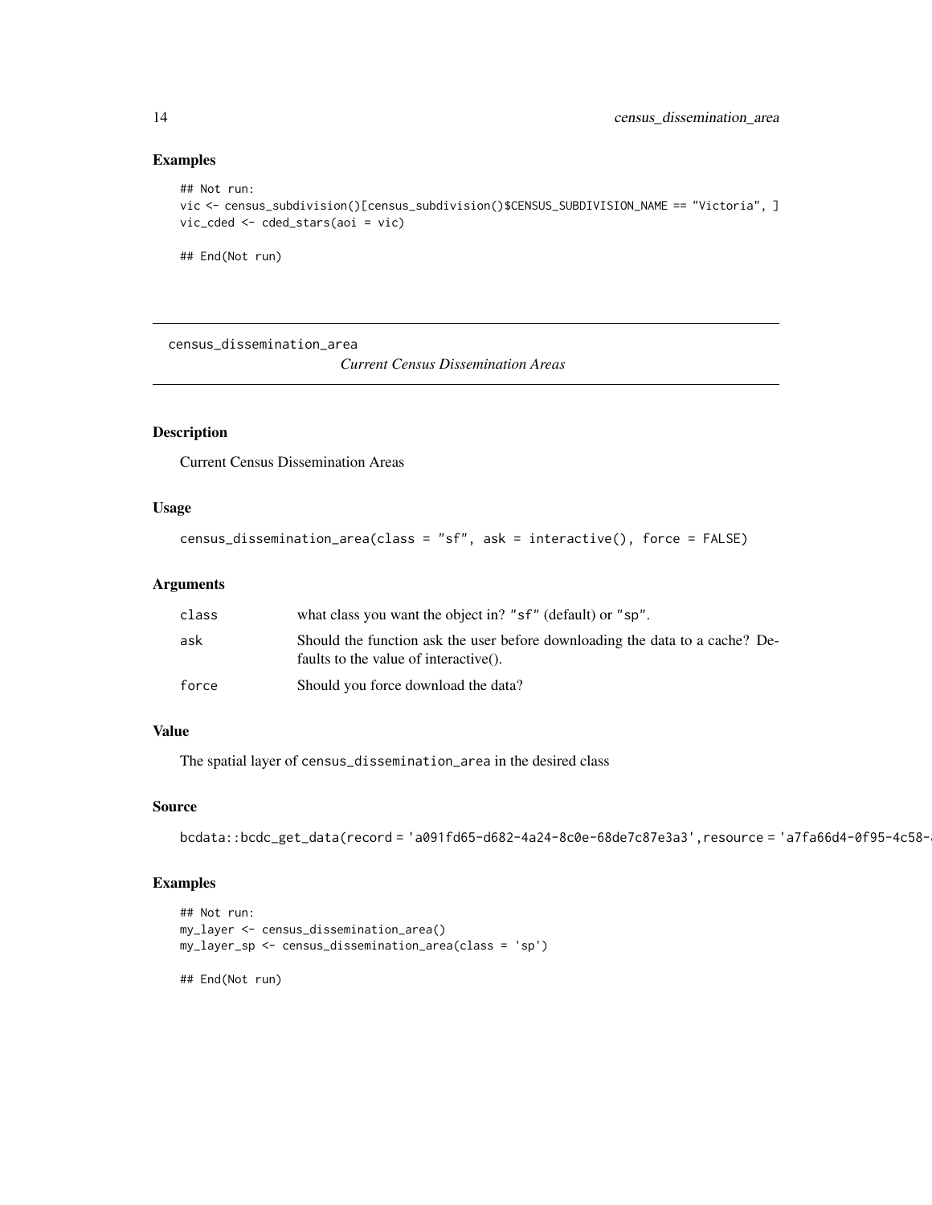## Examples

```
## Not run:
vic <- census_subdivision()[census_subdivision()$CENSUS_SUBDIVISION_NAME == "Victoria", ]
vic_cded <- cded_stars(aoi = vic)

## End(Not run)
```

---

census_dissemination_area *Current Census Dissemination Areas*

---

## Description

Current Census Dissemination Areas

## Usage

```
census_dissemination_area(class = "sf", ask = interactive(), force = FALSE)
```

## Arguments

| | |
|---|---|
| class | what class you want the object in? "sf" (default) or "sp". |
| ask | Should the function ask the user before downloading the data to a cache? Defaults to the value of interactive(). |
| force | Should you force download the data? |

## Value

The spatial layer of census_dissemination_area in the desired class

## Source

```
bcdata::bcdc_get_data(record = 'a091fd65-d682-4a24-8c0e-68de7c87e3a3',resource = 'a7fa66d4-0f95-4c58-
```

## Examples

```
## Not run:
my_layer <- census_dissemination_area()
my_layer_sp <- census_dissemination_area(class = 'sp')

## End(Not run)
```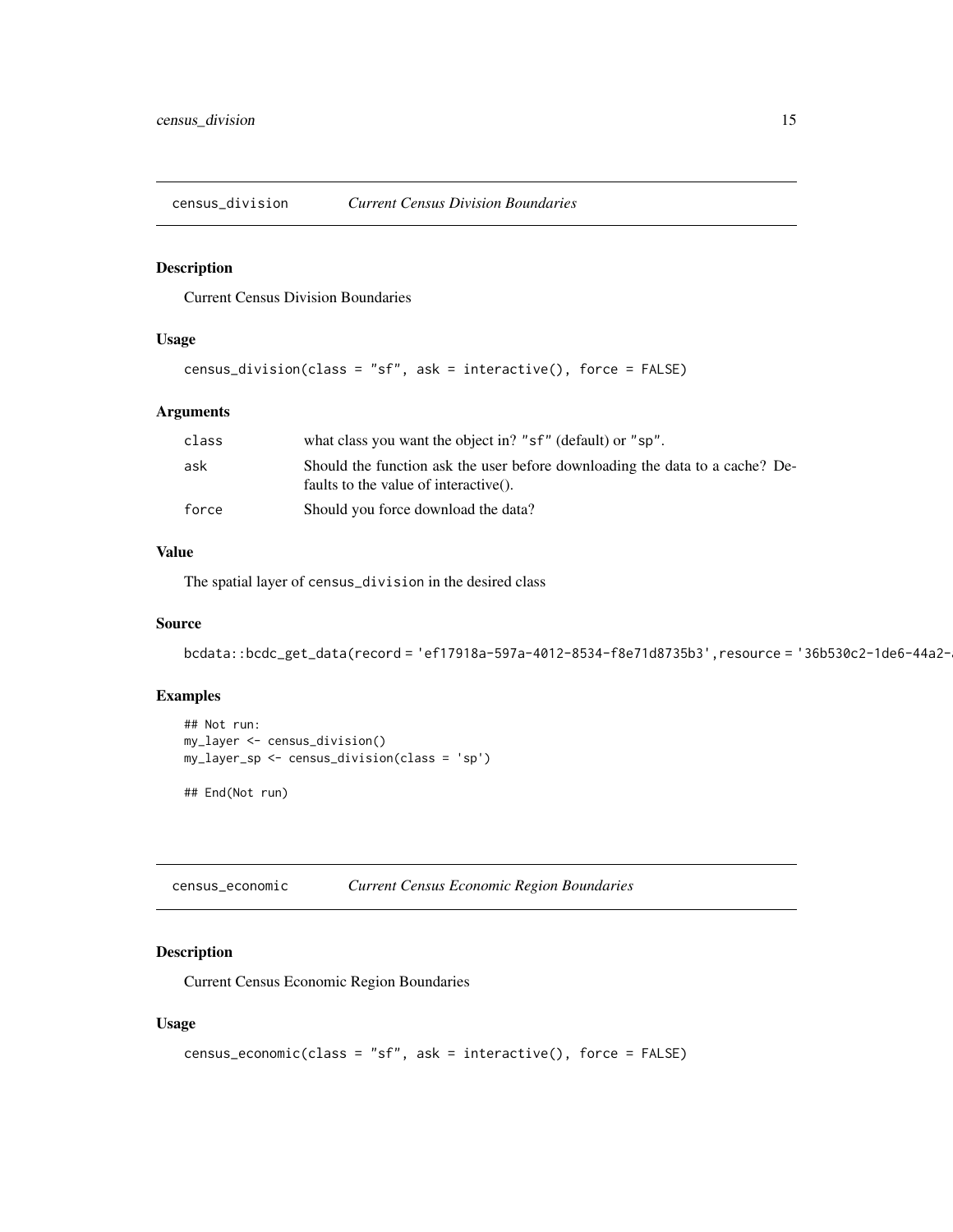## census_division *Current Census Division Boundaries*

### Description

Current Census Division Boundaries

### Usage

```
census_division(class = "sf", ask = interactive(), force = FALSE)
```

### Arguments

| | |
|---|---|
| class | what class you want the object in? "sf" (default) or "sp". |
| ask | Should the function ask the user before downloading the data to a cache? Defaults to the value of interactive(). |
| force | Should you force download the data? |

### Value

The spatial layer of census_division in the desired class

### Source

bcdata::bcdc_get_data(record = 'ef17918a-597a-4012-8534-f8e71d8735b3',resource = '36b530c2-1de6-44a2-

### Examples

```
## Not run:
my_layer <- census_division()
my_layer_sp <- census_division(class = 'sp')

## End(Not run)
```

## census_economic *Current Census Economic Region Boundaries*

### Description

Current Census Economic Region Boundaries

### Usage

```
census_economic(class = "sf", ask = interactive(), force = FALSE)
```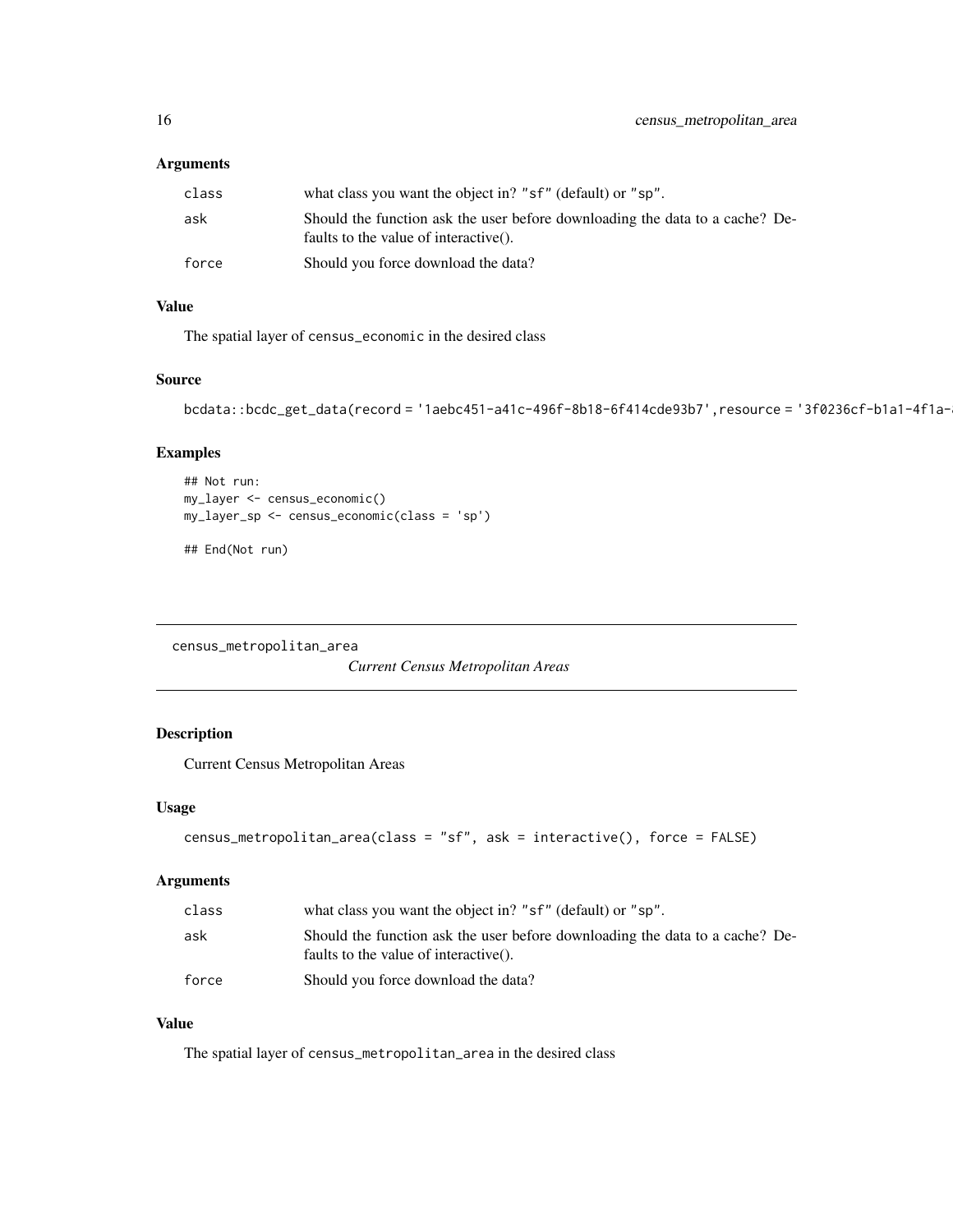### Arguments

| | |
|---|---|
| class | what class you want the object in? "sf" (default) or "sp". |
| ask | Should the function ask the user before downloading the data to a cache? Defaults to the value of interactive(). |
| force | Should you force download the data? |

### Value

The spatial layer of census_economic in the desired class

### Source

```
bcdata::bcdc_get_data(record = '1aebc451-a41c-496f-8b18-6f414cde93b7',resource = '3f0236cf-b1a1-4f1a-
```

### Examples

```
## Not run:
my_layer <- census_economic()
my_layer_sp <- census_economic(class = 'sp')

## End(Not run)
```

---

## census_metropolitan_area *Current Census Metropolitan Areas*

### Description

Current Census Metropolitan Areas

### Usage

```
census_metropolitan_area(class = "sf", ask = interactive(), force = FALSE)
```

### Arguments

| | |
|---|---|
| class | what class you want the object in? "sf" (default) or "sp". |
| ask | Should the function ask the user before downloading the data to a cache? Defaults to the value of interactive(). |
| force | Should you force download the data? |

### Value

The spatial layer of census_metropolitan_area in the desired class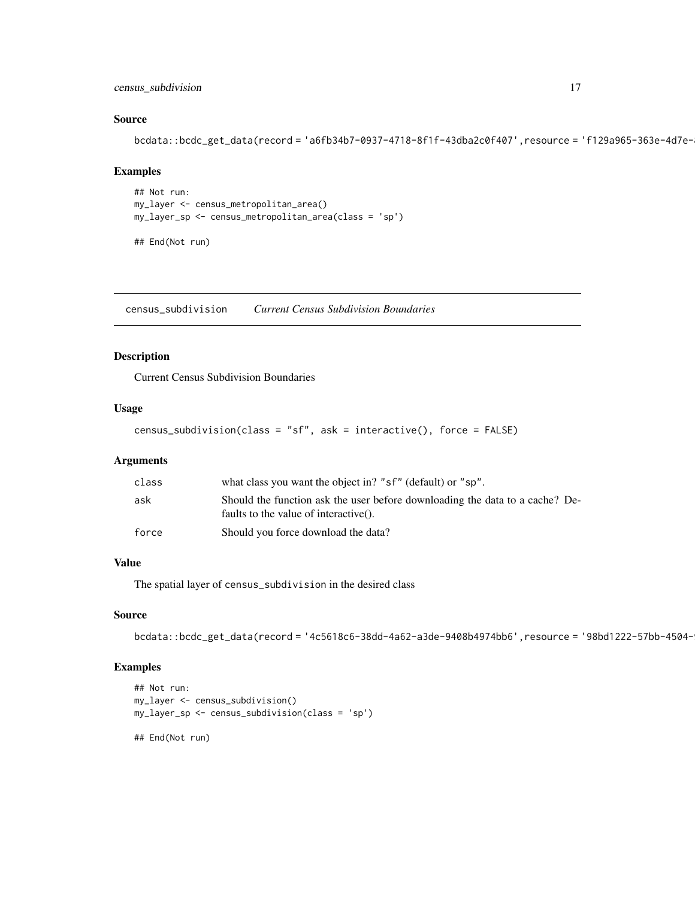### Source

```
bcdata::bcdc_get_data(record = 'a6fb34b7-0937-4718-8f1f-43dba2c0f407',resource = 'f129a965-363e-4d7e-
```

### Examples

```
## Not run:
my_layer <- census_metropolitan_area()
my_layer_sp <- census_metropolitan_area(class = 'sp')

## End(Not run)
```

---

## census_subdivision *Current Census Subdivision Boundaries*

### Description

Current Census Subdivision Boundaries

### Usage

```
census_subdivision(class = "sf", ask = interactive(), force = FALSE)
```

### Arguments

| | |
|---|---|
| class | what class you want the object in? "sf" (default) or "sp". |
| ask | Should the function ask the user before downloading the data to a cache? Defaults to the value of interactive(). |
| force | Should you force download the data? |

### Value

The spatial layer of census_subdivision in the desired class

### Source

```
bcdata::bcdc_get_data(record = '4c5618c6-38dd-4a62-a3de-9408b4974bb6',resource = '98bd1222-57bb-4504-
```

### Examples

```
## Not run:
my_layer <- census_subdivision()
my_layer_sp <- census_subdivision(class = 'sp')

## End(Not run)
```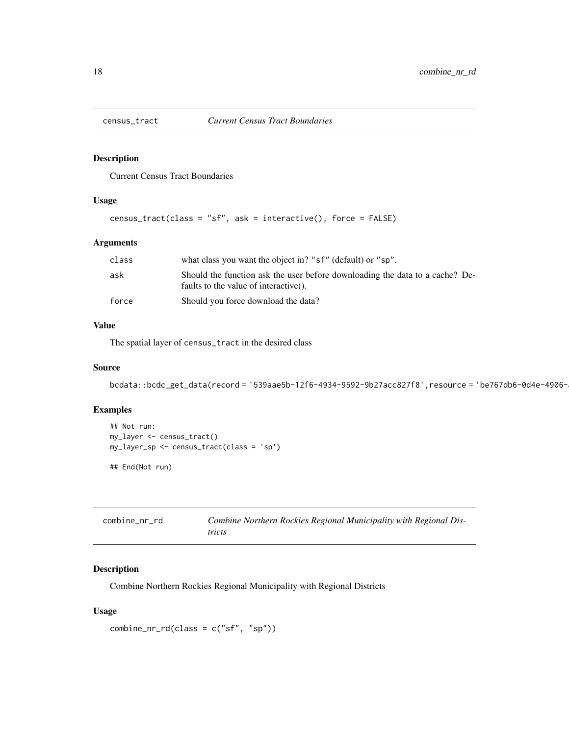## census_tract *Current Census Tract Boundaries*

### Description

Current Census Tract Boundaries

### Usage

```
census_tract(class = "sf", ask = interactive(), force = FALSE)
```

### Arguments

| | |
|---|---|
| class | what class you want the object in? "sf" (default) or "sp". |
| ask | Should the function ask the user before downloading the data to a cache? Defaults to the value of interactive(). |
| force | Should you force download the data? |

### Value

The spatial layer of census_tract in the desired class

### Source

```
bcdata::bcdc_get_data(record = '539aae5b-12f6-4934-9592-9b27acc827f8',resource = 'be767db6-0d4e-4906-
```

### Examples

```
## Not run:
my_layer <- census_tract()
my_layer_sp <- census_tract(class = 'sp')

## End(Not run)
```

## combine_nr_rd *Combine Northern Rockies Regional Municipality with Regional Districts*

### Description

Combine Northern Rockies Regional Municipality with Regional Districts

### Usage

```
combine_nr_rd(class = c("sf", "sp"))
```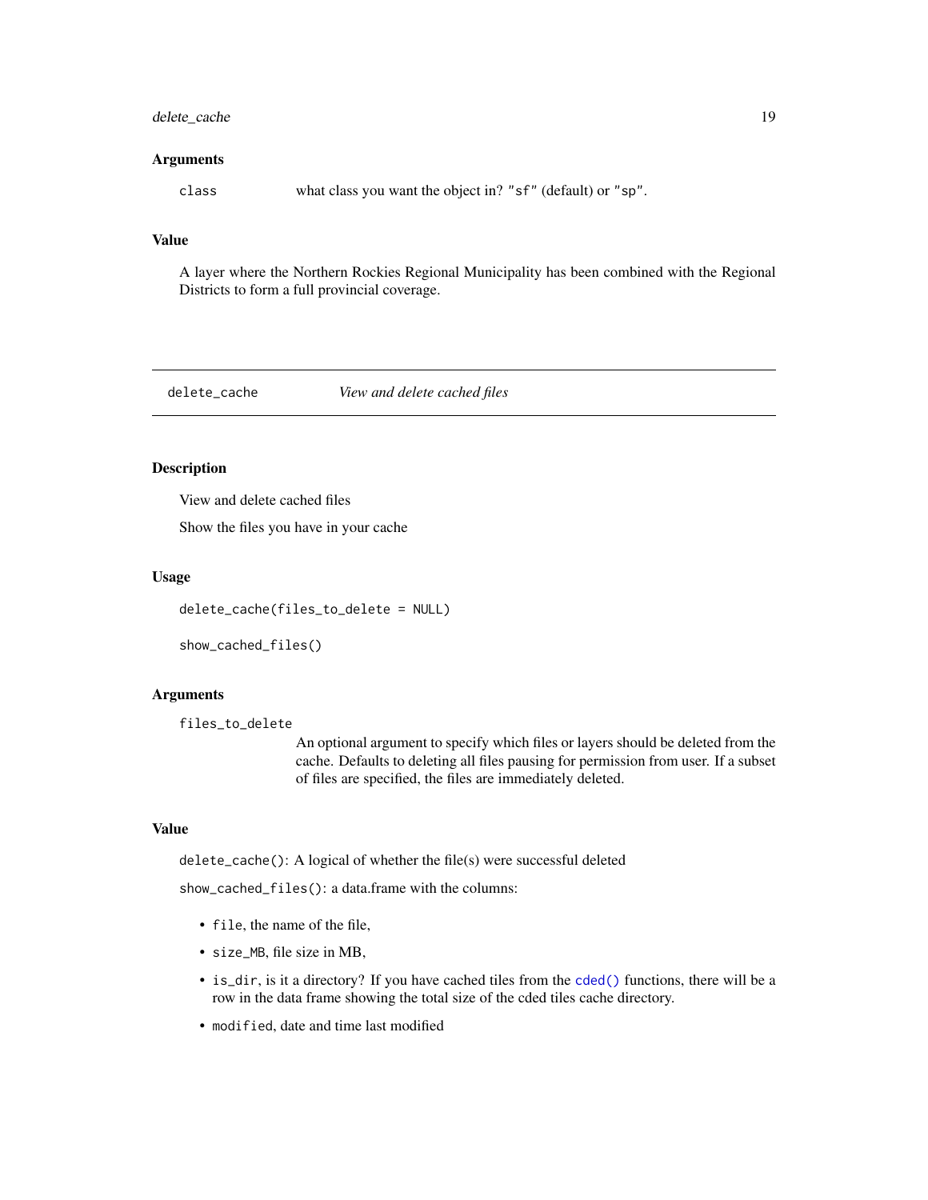### Arguments

`class` what class you want the object in? `"sf"` (default) or `"sp"`.

### Value

A layer where the Northern Rockies Regional Municipality has been combined with the Regional Districts to form a full provincial coverage.

---

## delete_cache — *View and delete cached files*

---

### Description

View and delete cached files

Show the files you have in your cache

### Usage

```
delete_cache(files_to_delete = NULL)

show_cached_files()
```

### Arguments

`files_to_delete` An optional argument to specify which files or layers should be deleted from the cache. Defaults to deleting all files pausing for permission from user. If a subset of files are specified, the files are immediately deleted.

### Value

`delete_cache()`: A logical of whether the file(s) were successful deleted

`show_cached_files()`: a data.frame with the columns:

- `file`, the name of the file,
- `size_MB`, file size in MB,
- `is_dir`, is it a directory? If you have cached tiles from the `cded()` functions, there will be a row in the data frame showing the total size of the cded tiles cache directory.
- `modified`, date and time last modified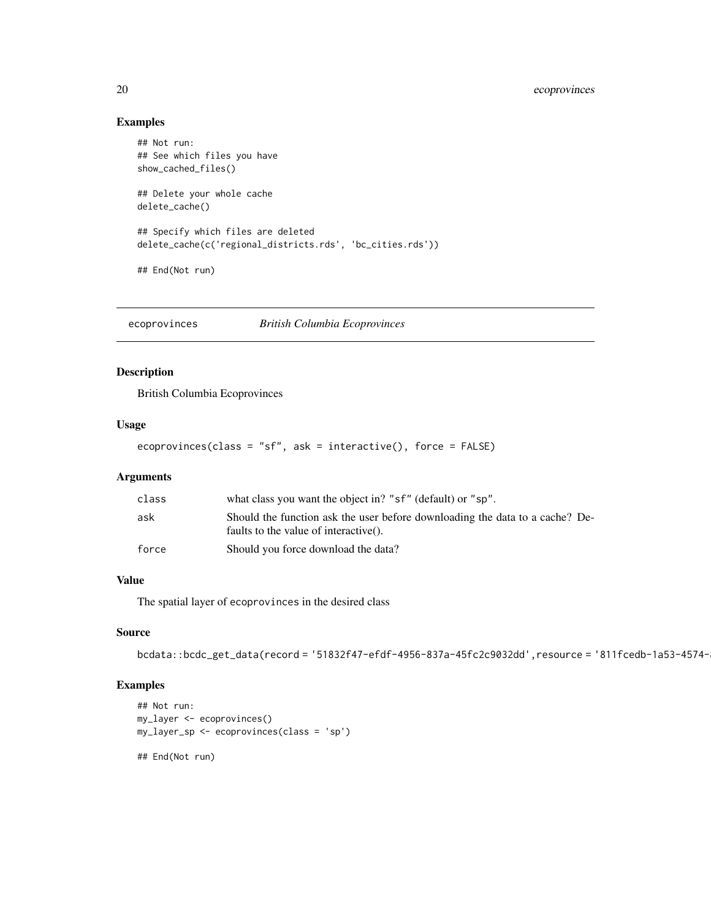## Examples

```
## Not run:
## See which files you have
show_cached_files()

## Delete your whole cache
delete_cache()

## Specify which files are deleted
delete_cache(c('regional_districts.rds', 'bc_cities.rds'))

## End(Not run)
```

---

## ecoprovinces — *British Columbia Ecoprovinces*

### Description

British Columbia Ecoprovinces

### Usage

```
ecoprovinces(class = "sf", ask = interactive(), force = FALSE)
```

### Arguments

| | |
|---|---|
| class | what class you want the object in? "sf" (default) or "sp". |
| ask | Should the function ask the user before downloading the data to a cache? Defaults to the value of interactive(). |
| force | Should you force download the data? |

### Value

The spatial layer of ecoprovinces in the desired class

### Source

```
bcdata::bcdc_get_data(record = '51832f47-efdf-4956-837a-45fc2c9032dd',resource = '811fcedb-1a53-4574-
```

### Examples

```
## Not run:
my_layer <- ecoprovinces()
my_layer_sp <- ecoprovinces(class = 'sp')

## End(Not run)
```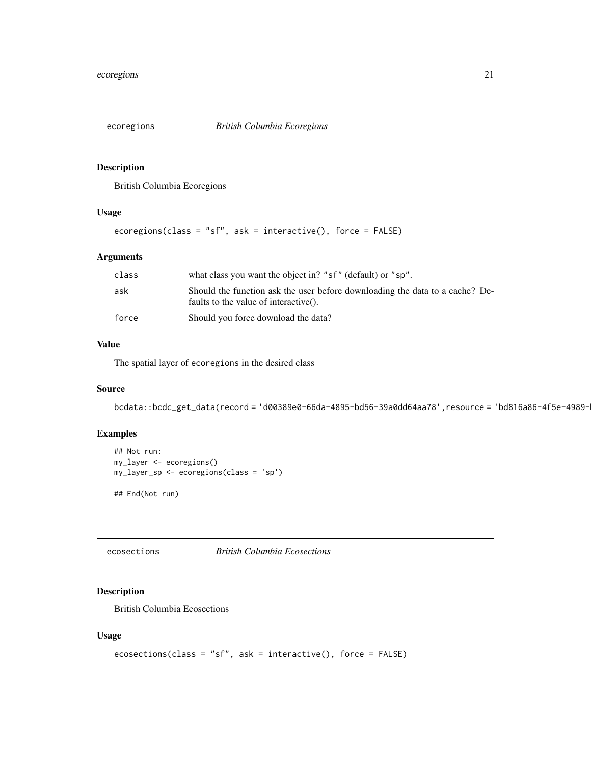## ecoregions — *British Columbia Ecoregions*

### Description

British Columbia Ecoregions

### Usage

```
ecoregions(class = "sf", ask = interactive(), force = FALSE)
```

### Arguments

| | |
|---|---|
| class | what class you want the object in? "sf" (default) or "sp". |
| ask | Should the function ask the user before downloading the data to a cache? Defaults to the value of interactive(). |
| force | Should you force download the data? |

### Value

The spatial layer of ecoregions in the desired class

### Source

bcdata::bcdc_get_data(record = 'd00389e0-66da-4895-bd56-39a0dd64aa78',resource = 'bd816a86-4f5e-4989-

### Examples

```
## Not run:
my_layer <- ecoregions()
my_layer_sp <- ecoregions(class = 'sp')

## End(Not run)
```

## ecosections — *British Columbia Ecosections*

### Description

British Columbia Ecosections

### Usage

```
ecosections(class = "sf", ask = interactive(), force = FALSE)
```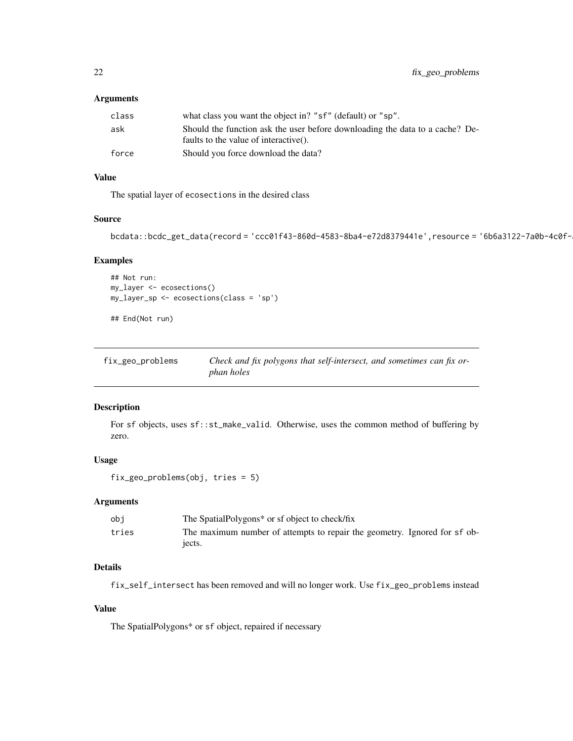### Arguments

| | |
|---|---|
| class | what class you want the object in? "sf" (default) or "sp". |
| ask | Should the function ask the user before downloading the data to a cache? Defaults to the value of interactive(). |
| force | Should you force download the data? |

### Value

The spatial layer of ecosections in the desired class

### Source

bcdata::bcdc_get_data(record = 'ccc01f43-860d-4583-8ba4-e72d8379441e',resource = '6b6a3122-7a0b-4c0f-

### Examples

```
## Not run:
my_layer <- ecosections()
my_layer_sp <- ecosections(class = 'sp')

## End(Not run)
```

---

## fix_geo_problems

*Check and fix polygons that self-intersect, and sometimes can fix orphan holes*

### Description

For sf objects, uses sf::st_make_valid. Otherwise, uses the common method of buffering by zero.

### Usage

```
fix_geo_problems(obj, tries = 5)
```

### Arguments

| | |
|---|---|
| obj | The SpatialPolygons* or sf object to check/fix |
| tries | The maximum number of attempts to repair the geometry. Ignored for sf objects. |

### Details

fix_self_intersect has been removed and will no longer work. Use fix_geo_problems instead

### Value

The SpatialPolygons* or sf object, repaired if necessary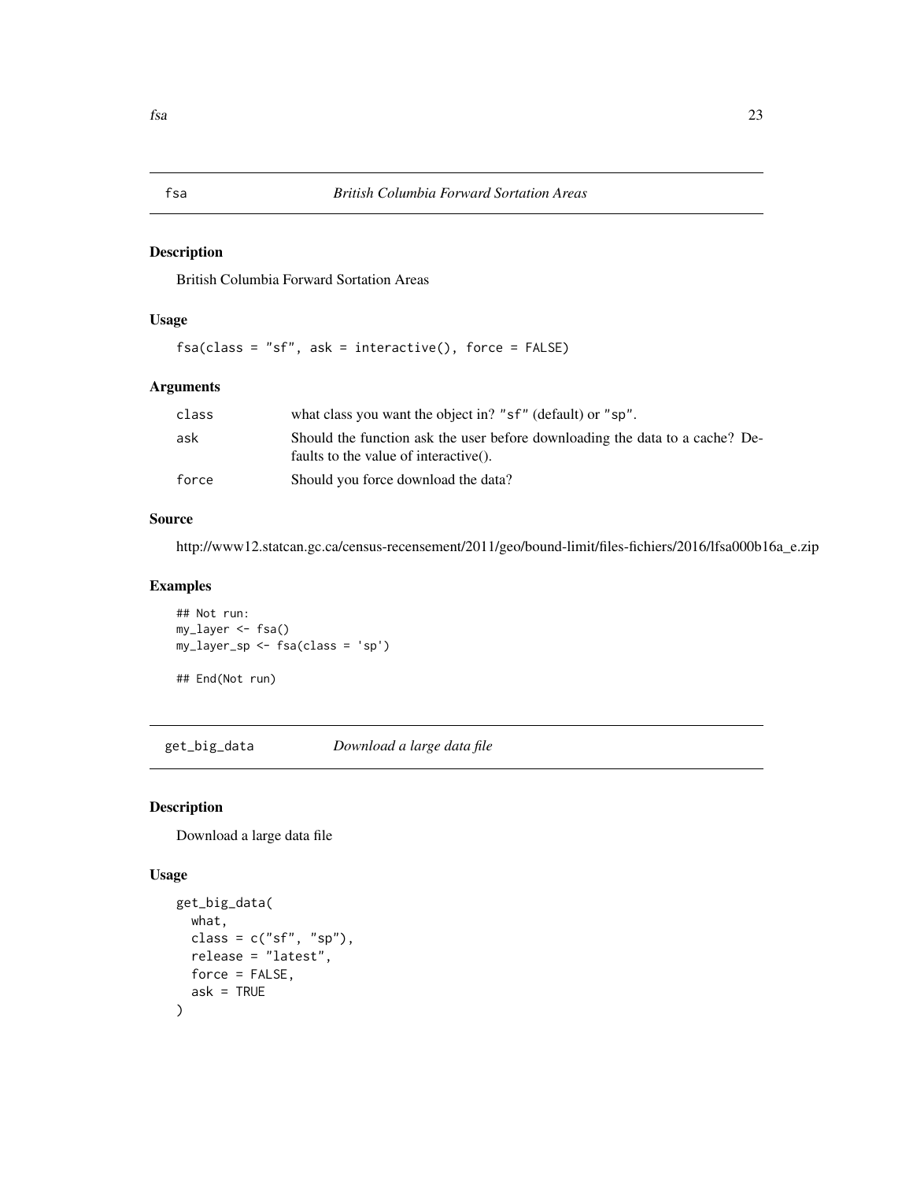## fsa — *British Columbia Forward Sortation Areas*

### Description

British Columbia Forward Sortation Areas

### Usage

```
fsa(class = "sf", ask = interactive(), force = FALSE)
```

### Arguments

| | |
|---|---|
| class | what class you want the object in? "sf" (default) or "sp". |
| ask | Should the function ask the user before downloading the data to a cache? Defaults to the value of interactive(). |
| force | Should you force download the data? |

### Source

http://www12.statcan.gc.ca/census-recensement/2011/geo/bound-limit/files-fichiers/2016/lfsa000b16a_e.zip

### Examples

```
## Not run:
my_layer <- fsa()
my_layer_sp <- fsa(class = 'sp')

## End(Not run)
```

## get_big_data — *Download a large data file*

### Description

Download a large data file

### Usage

```
get_big_data(
  what,
  class = c("sf", "sp"),
  release = "latest",
  force = FALSE,
  ask = TRUE
)
```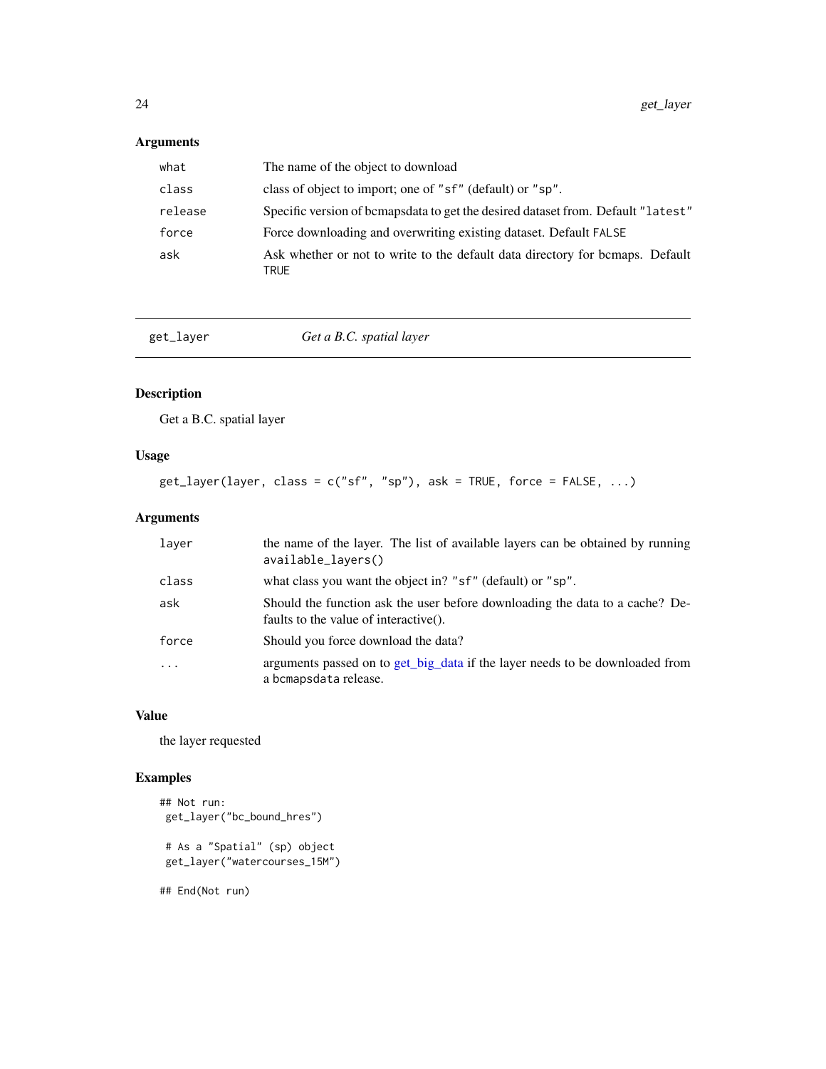### Arguments

| | |
|---|---|
| `what` | The name of the object to download |
| `class` | class of object to import; one of `"sf"` (default) or `"sp"`. |
| `release` | Specific version of bcmapsdata to get the desired dataset from. Default `"latest"` |
| `force` | Force downloading and overwriting existing dataset. Default `FALSE` |
| `ask` | Ask whether or not to write to the default data directory for bcmaps. Default `TRUE` |

---

## get_layer — *Get a B.C. spatial layer*

### Description

Get a B.C. spatial layer

### Usage

```
get_layer(layer, class = c("sf", "sp"), ask = TRUE, force = FALSE, ...)
```

### Arguments

| | |
|---|---|
| `layer` | the name of the layer. The list of available layers can be obtained by running `available_layers()` |
| `class` | what class you want the object in? `"sf"` (default) or `"sp"`. |
| `ask` | Should the function ask the user before downloading the data to a cache? Defaults to the value of interactive(). |
| `force` | Should you force download the data? |
| `...` | arguments passed on to get_big_data if the layer needs to be downloaded from a `bcmapsdata` release. |

### Value

the layer requested

### Examples

```
## Not run:
 get_layer("bc_bound_hres")

 # As a "Spatial" (sp) object
 get_layer("watercourses_15M")

## End(Not run)
```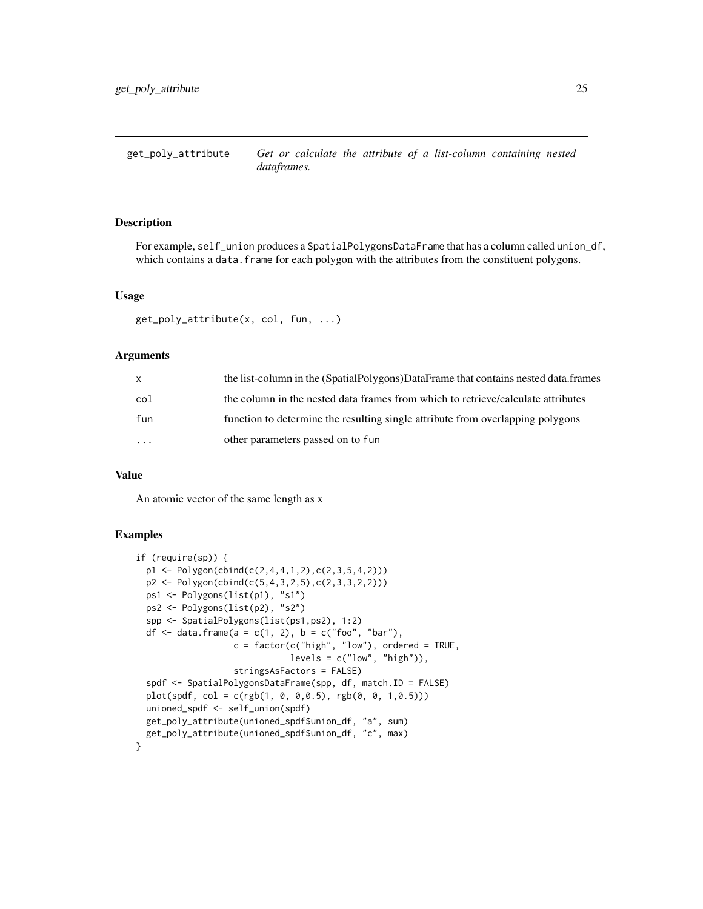## get_poly_attribute — *Get or calculate the attribute of a list-column containing nested dataframes.*

### Description

For example, `self_union` produces a `SpatialPolygonsDataFrame` that has a column called `union_df`, which contains a `data.frame` for each polygon with the attributes from the constituent polygons.

### Usage

```
get_poly_attribute(x, col, fun, ...)
```

### Arguments

| | |
|---|---|
| `x` | the list-column in the (SpatialPolygons)DataFrame that contains nested data.frames |
| `col` | the column in the nested data frames from which to retrieve/calculate attributes |
| `fun` | function to determine the resulting single attribute from overlapping polygons |
| `...` | other parameters passed on to `fun` |

### Value

An atomic vector of the same length as x

### Examples

```
if (require(sp)) {
  p1 <- Polygon(cbind(c(2,4,4,1,2),c(2,3,5,4,2)))
  p2 <- Polygon(cbind(c(5,4,3,2,5),c(2,3,3,2,2)))
  ps1 <- Polygons(list(p1), "s1")
  ps2 <- Polygons(list(p2), "s2")
  spp <- SpatialPolygons(list(ps1,ps2), 1:2)
  df <- data.frame(a = c(1, 2), b = c("foo", "bar"),
                   c = factor(c("high", "low"), ordered = TRUE,
                              levels = c("low", "high")),
                   stringsAsFactors = FALSE)
  spdf <- SpatialPolygonsDataFrame(spp, df, match.ID = FALSE)
  plot(spdf, col = c(rgb(1, 0, 0,0.5), rgb(0, 0, 1,0.5)))
  unioned_spdf <- self_union(spdf)
  get_poly_attribute(unioned_spdf$union_df, "a", sum)
  get_poly_attribute(unioned_spdf$union_df, "c", max)
}
```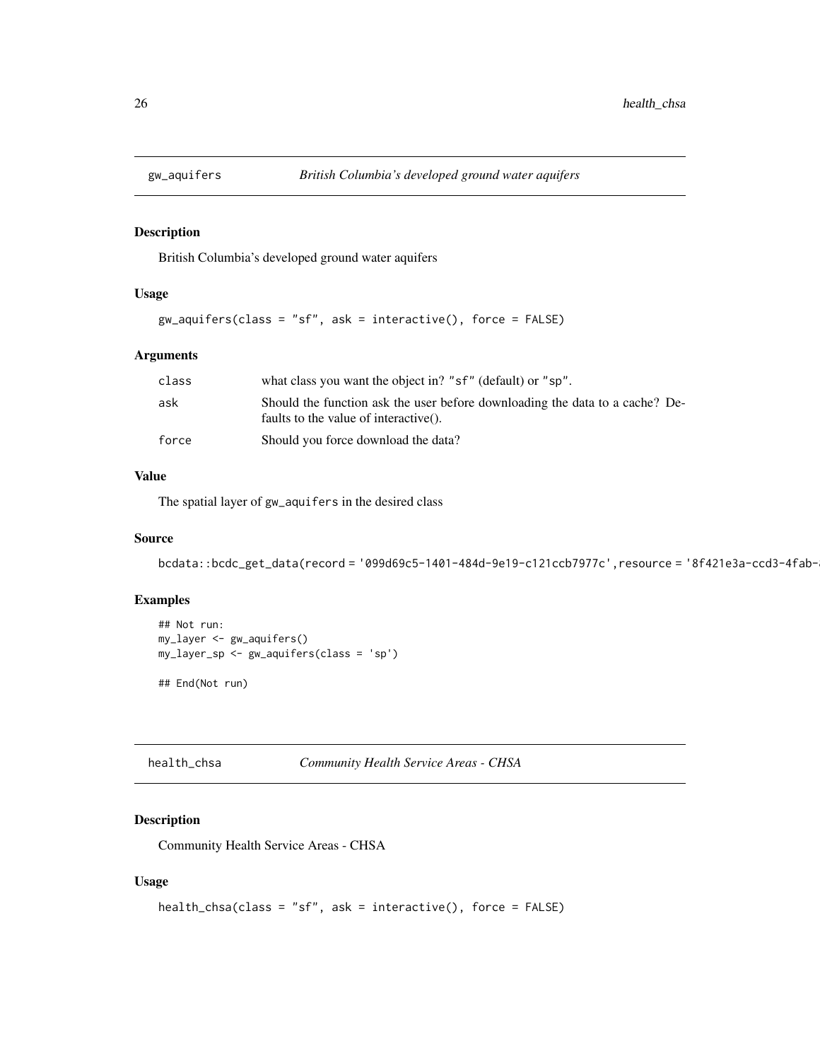## gw_aquifers *British Columbia's developed ground water aquifers*

### Description

British Columbia's developed ground water aquifers

### Usage

```
gw_aquifers(class = "sf", ask = interactive(), force = FALSE)
```

### Arguments

| | |
|---|---|
| class | what class you want the object in? "sf" (default) or "sp". |
| ask | Should the function ask the user before downloading the data to a cache? Defaults to the value of interactive(). |
| force | Should you force download the data? |

### Value

The spatial layer of gw_aquifers in the desired class

### Source

```
bcdata::bcdc_get_data(record = '099d69c5-1401-484d-9e19-c121ccb7977c',resource = '8f421e3a-ccd3-4fab-
```

### Examples

```
## Not run:
my_layer <- gw_aquifers()
my_layer_sp <- gw_aquifers(class = 'sp')

## End(Not run)
```

## health_chsa *Community Health Service Areas - CHSA*

### Description

Community Health Service Areas - CHSA

### Usage

```
health_chsa(class = "sf", ask = interactive(), force = FALSE)
```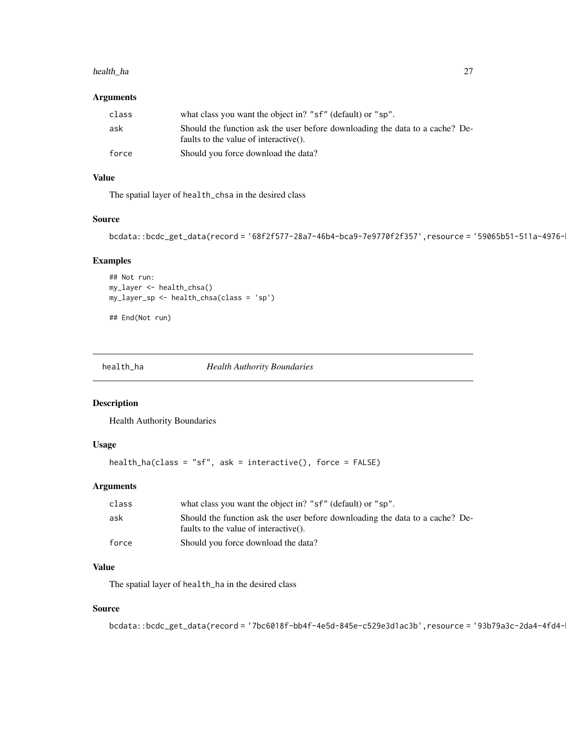### Arguments

| | |
|---|---|
| class | what class you want the object in? "sf" (default) or "sp". |
| ask | Should the function ask the user before downloading the data to a cache? Defaults to the value of interactive(). |
| force | Should you force download the data? |

### Value

The spatial layer of health_chsa in the desired class

### Source

```
bcdata::bcdc_get_data(record = '68f2f577-28a7-46b4-bca9-7e9770f2f357',resource = '59065b51-511a-4976-
```

### Examples

```
## Not run:
my_layer <- health_chsa()
my_layer_sp <- health_chsa(class = 'sp')

## End(Not run)
```

---

## health_ha *Health Authority Boundaries*

### Description

Health Authority Boundaries

### Usage

```
health_ha(class = "sf", ask = interactive(), force = FALSE)
```

### Arguments

| | |
|---|---|
| class | what class you want the object in? "sf" (default) or "sp". |
| ask | Should the function ask the user before downloading the data to a cache? Defaults to the value of interactive(). |
| force | Should you force download the data? |

### Value

The spatial layer of health_ha in the desired class

### Source

```
bcdata::bcdc_get_data(record = '7bc6018f-bb4f-4e5d-845e-c529e3d1ac3b',resource = '93b79a3c-2da4-4fd4-
```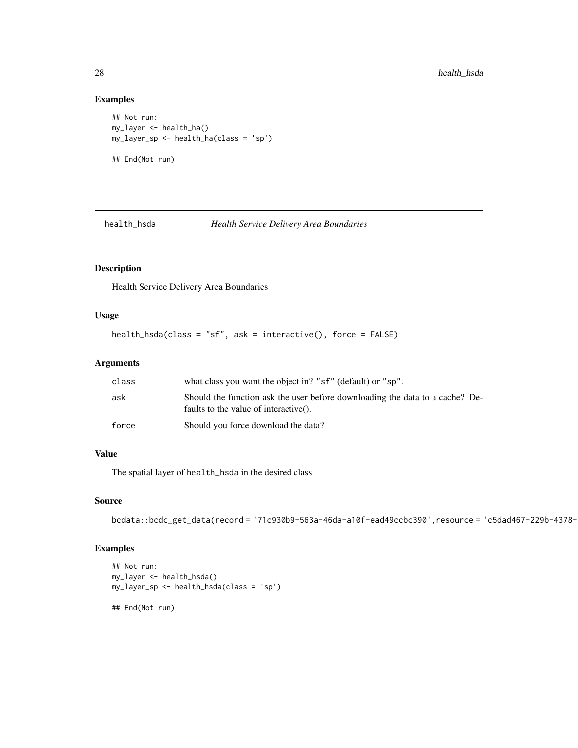## Examples

```
## Not run:
my_layer <- health_ha()
my_layer_sp <- health_ha(class = 'sp')

## End(Not run)
```

---

# health_hsda — *Health Service Delivery Area Boundaries*

## Description

Health Service Delivery Area Boundaries

## Usage

```
health_hsda(class = "sf", ask = interactive(), force = FALSE)
```

## Arguments

| | |
|---|---|
| class | what class you want the object in? "sf" (default) or "sp". |
| ask | Should the function ask the user before downloading the data to a cache? Defaults to the value of interactive(). |
| force | Should you force download the data? |

## Value

The spatial layer of health_hsda in the desired class

## Source

bcdata::bcdc_get_data(record = '71c930b9-563a-46da-a10f-ead49ccbc390',resource = 'c5dad467-229b-4378-

## Examples

```
## Not run:
my_layer <- health_hsda()
my_layer_sp <- health_hsda(class = 'sp')

## End(Not run)
```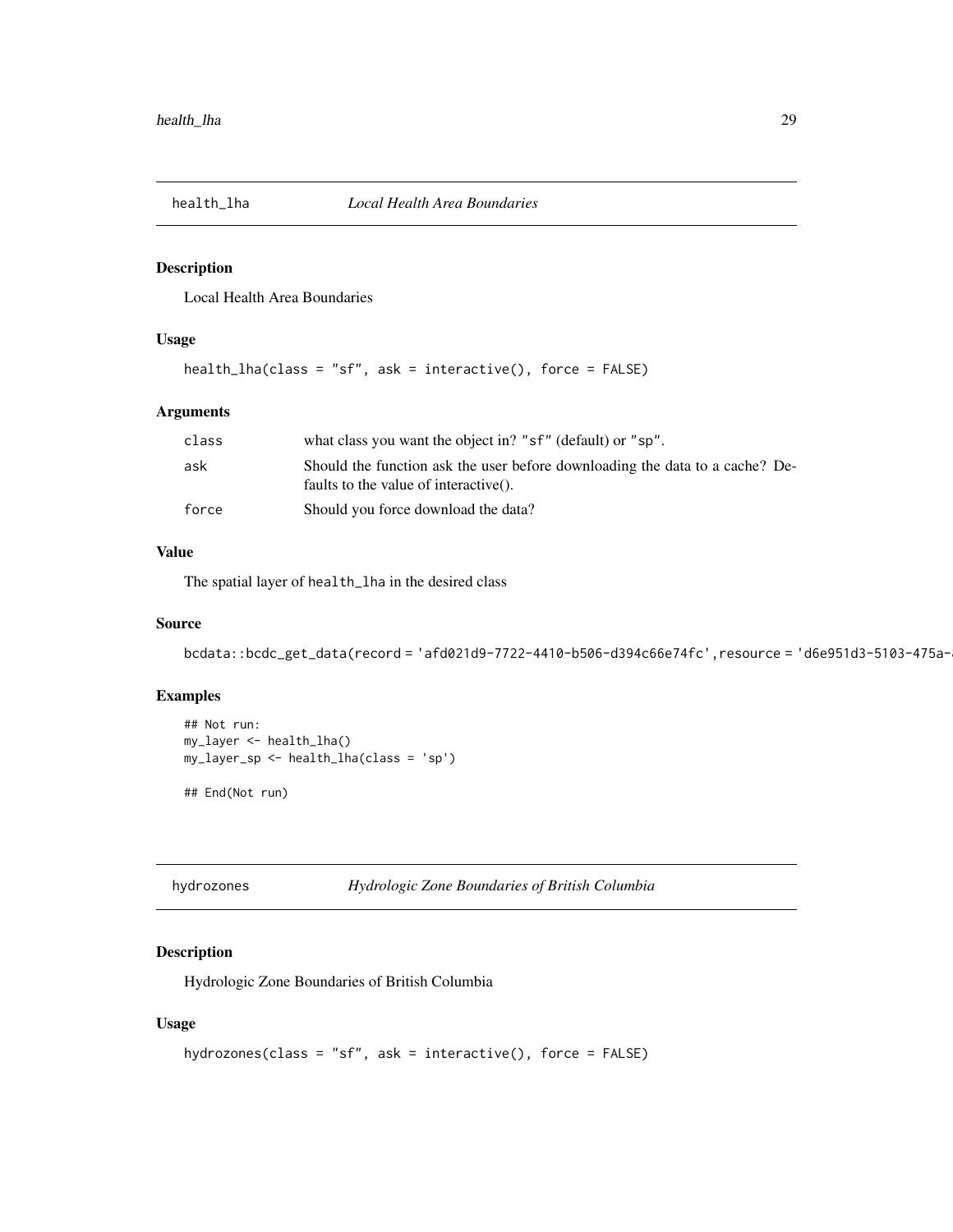## health_lha *Local Health Area Boundaries*

### Description

Local Health Area Boundaries

### Usage

```
health_lha(class = "sf", ask = interactive(), force = FALSE)
```

### Arguments

| | |
|---|---|
| class | what class you want the object in? "sf" (default) or "sp". |
| ask | Should the function ask the user before downloading the data to a cache? Defaults to the value of interactive(). |
| force | Should you force download the data? |

### Value

The spatial layer of health_lha in the desired class

### Source

```
bcdata::bcdc_get_data(record = 'afd021d9-7722-4410-b506-d394c66e74fc',resource = 'd6e951d3-5103-475a-
```

### Examples

```
## Not run:
my_layer <- health_lha()
my_layer_sp <- health_lha(class = 'sp')

## End(Not run)
```

## hydrozones *Hydrologic Zone Boundaries of British Columbia*

### Description

Hydrologic Zone Boundaries of British Columbia

### Usage

```
hydrozones(class = "sf", ask = interactive(), force = FALSE)
```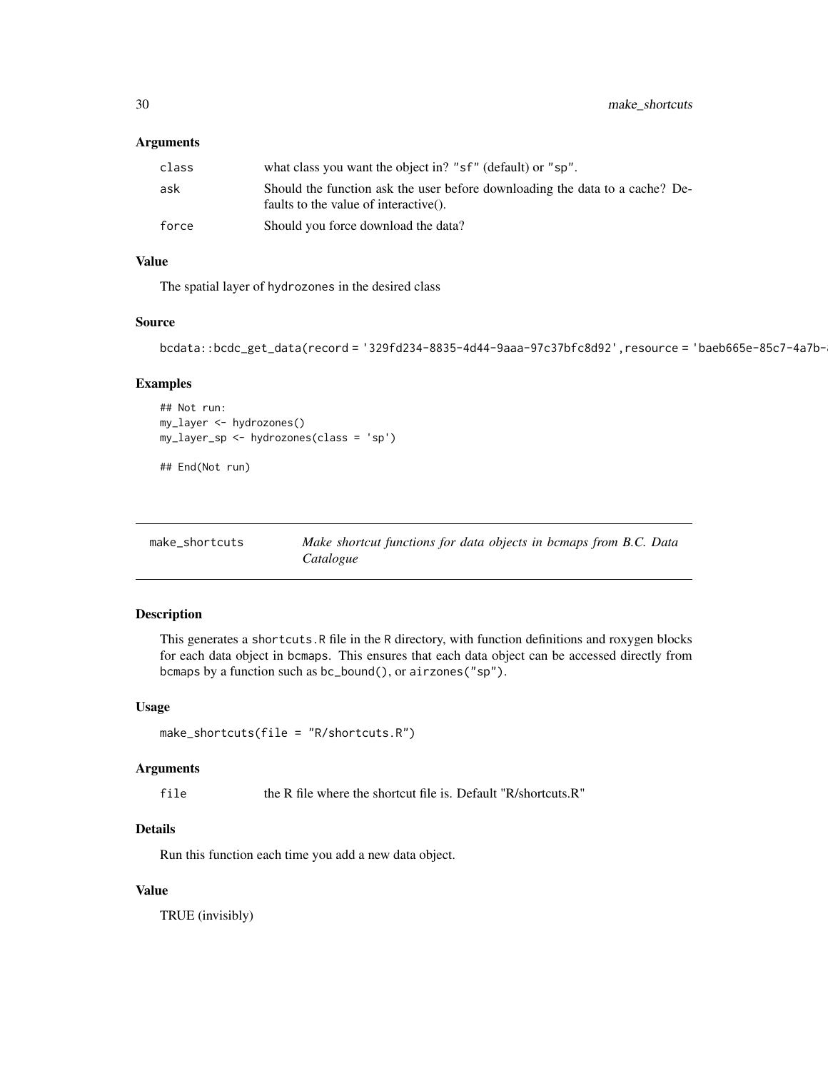### Arguments

| | |
|---|---|
| class | what class you want the object in? "sf" (default) or "sp". |
| ask | Should the function ask the user before downloading the data to a cache? Defaults to the value of interactive(). |
| force | Should you force download the data? |

### Value

The spatial layer of hydrozones in the desired class

### Source

```
bcdata::bcdc_get_data(record = '329fd234-8835-4d44-9aaa-97c37bfc8d92',resource = 'baeb665e-85c7-4a7b-
```

### Examples

```
## Not run:
my_layer <- hydrozones()
my_layer_sp <- hydrozones(class = 'sp')

## End(Not run)
```

---

## make_shortcuts — *Make shortcut functions for data objects in bcmaps from B.C. Data Catalogue*

### Description

This generates a shortcuts.R file in the R directory, with function definitions and roxygen blocks for each data object in bcmaps. This ensures that each data object can be accessed directly from bcmaps by a function such as bc_bound(), or airzones("sp").

### Usage

```
make_shortcuts(file = "R/shortcuts.R")
```

### Arguments

| | |
|---|---|
| file | the R file where the shortcut file is. Default "R/shortcuts.R" |

### Details

Run this function each time you add a new data object.

### Value

TRUE (invisibly)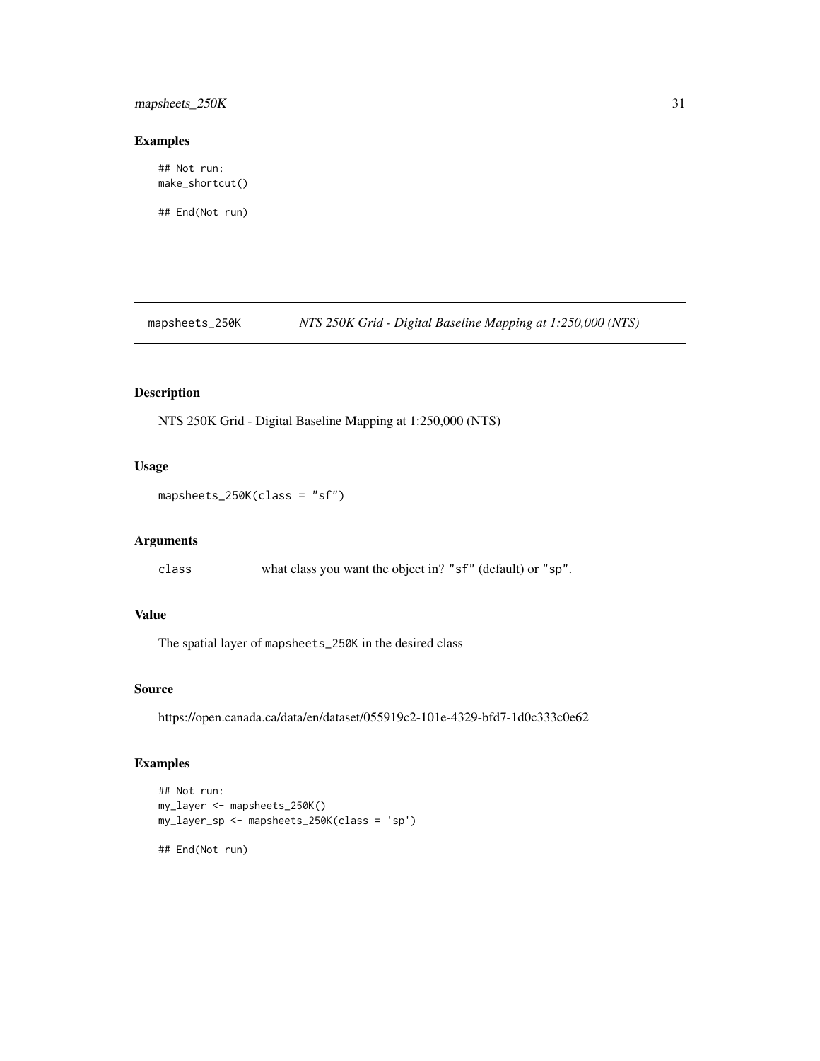## Examples

```
## Not run:
make_shortcut()

## End(Not run)
```

# mapsheets_250K *NTS 250K Grid - Digital Baseline Mapping at 1:250,000 (NTS)*

## Description

NTS 250K Grid - Digital Baseline Mapping at 1:250,000 (NTS)

## Usage

```
mapsheets_250K(class = "sf")
```

## Arguments

| | |
|---|---|
| class | what class you want the object in? "sf" (default) or "sp". |

## Value

The spatial layer of `mapsheets_250K` in the desired class

## Source

https://open.canada.ca/data/en/dataset/055919c2-101e-4329-bfd7-1d0c333c0e62

## Examples

```
## Not run:
my_layer <- mapsheets_250K()
my_layer_sp <- mapsheets_250K(class = 'sp')

## End(Not run)
```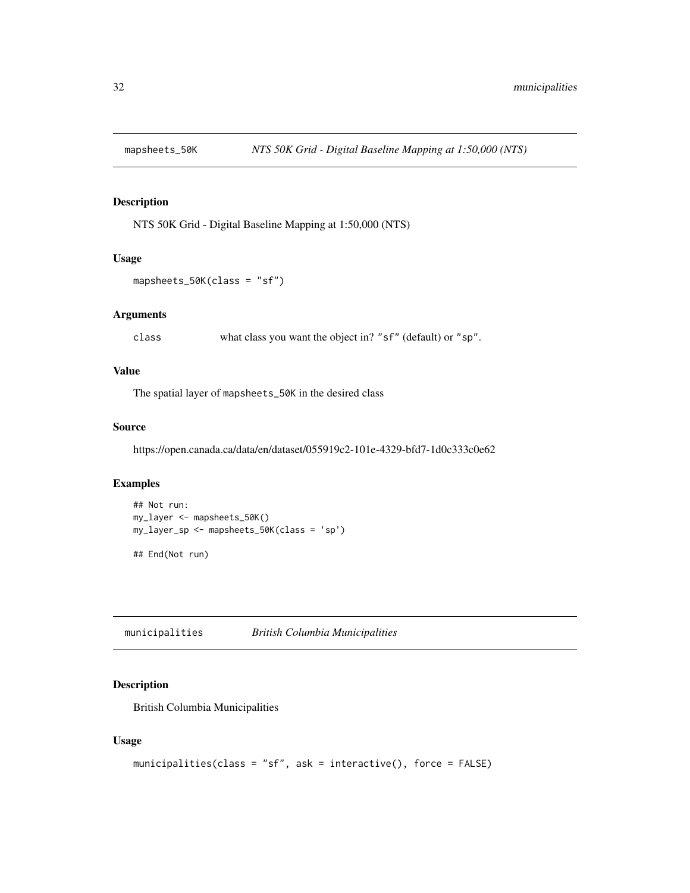## mapsheets_50K — *NTS 50K Grid - Digital Baseline Mapping at 1:50,000 (NTS)*

### Description

NTS 50K Grid - Digital Baseline Mapping at 1:50,000 (NTS)

### Usage

```
mapsheets_50K(class = "sf")
```

### Arguments

| | |
|---|---|
| class | what class you want the object in? "sf" (default) or "sp". |

### Value

The spatial layer of mapsheets_50K in the desired class

### Source

https://open.canada.ca/data/en/dataset/055919c2-101e-4329-bfd7-1d0c333c0e62

### Examples

```
## Not run:
my_layer <- mapsheets_50K()
my_layer_sp <- mapsheets_50K(class = 'sp')

## End(Not run)
```

## municipalities — *British Columbia Municipalities*

### Description

British Columbia Municipalities

### Usage

```
municipalities(class = "sf", ask = interactive(), force = FALSE)
```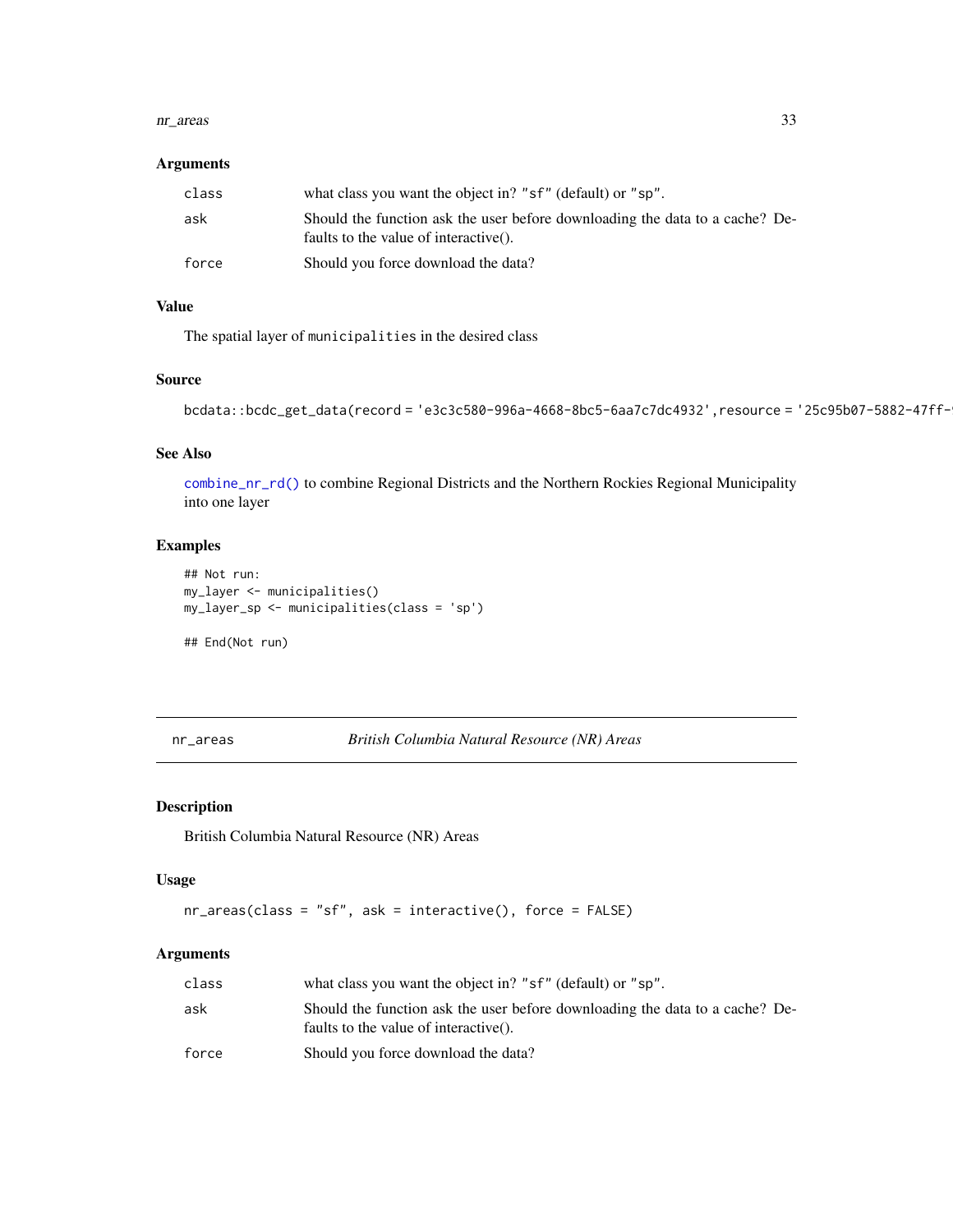## Arguments

| | |
|---|---|
| class | what class you want the object in? "sf" (default) or "sp". |
| ask | Should the function ask the user before downloading the data to a cache? Defaults to the value of interactive(). |
| force | Should you force download the data? |

## Value

The spatial layer of `municipalities` in the desired class

## Source

```
bcdata::bcdc_get_data(record = 'e3c3c580-996a-4668-8bc5-6aa7c7dc4932',resource = '25c95b07-5882-47ff-
```

## See Also

`combine_nr_rd()` to combine Regional Districts and the Northern Rockies Regional Municipality into one layer

## Examples

```
## Not run:
my_layer <- municipalities()
my_layer_sp <- municipalities(class = 'sp')

## End(Not run)
```

---

# nr_areas — *British Columbia Natural Resource (NR) Areas*

## Description

British Columbia Natural Resource (NR) Areas

## Usage

```
nr_areas(class = "sf", ask = interactive(), force = FALSE)
```

## Arguments

| | |
|---|---|
| class | what class you want the object in? "sf" (default) or "sp". |
| ask | Should the function ask the user before downloading the data to a cache? Defaults to the value of interactive(). |
| force | Should you force download the data? |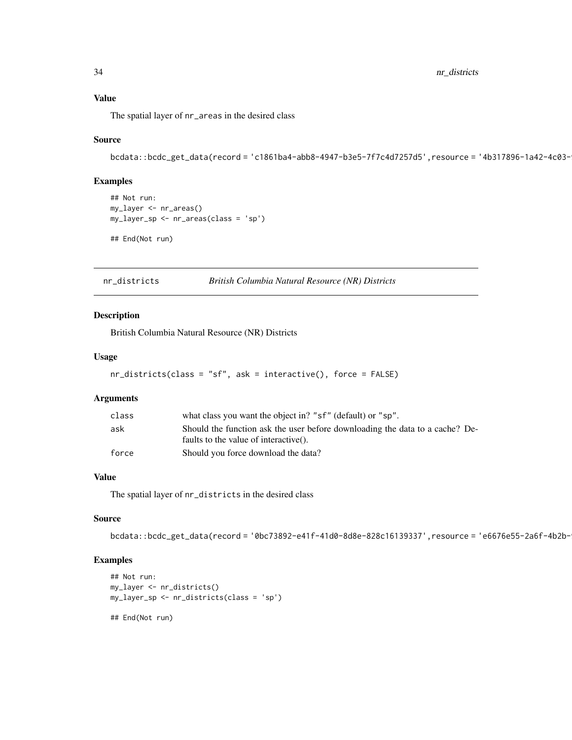### Value

The spatial layer of `nr_areas` in the desired class

### Source

```
bcdata::bcdc_get_data(record = 'c1861ba4-abb8-4947-b3e5-7f7c4d7257d5',resource = '4b317896-1a42-4c03-
```

### Examples

```
## Not run:
my_layer <- nr_areas()
my_layer_sp <- nr_areas(class = 'sp')

## End(Not run)
```

---

## nr_districts — *British Columbia Natural Resource (NR) Districts*

### Description

British Columbia Natural Resource (NR) Districts

### Usage

```
nr_districts(class = "sf", ask = interactive(), force = FALSE)
```

### Arguments

| | |
|---|---|
| `class` | what class you want the object in? `"sf"` (default) or `"sp"`. |
| `ask` | Should the function ask the user before downloading the data to a cache? Defaults to the value of interactive(). |
| `force` | Should you force download the data? |

### Value

The spatial layer of `nr_districts` in the desired class

### Source

```
bcdata::bcdc_get_data(record = '0bc73892-e41f-41d0-8d8e-828c16139337',resource = 'e6676e55-2a6f-4b2b-
```

### Examples

```
## Not run:
my_layer <- nr_districts()
my_layer_sp <- nr_districts(class = 'sp')

## End(Not run)
```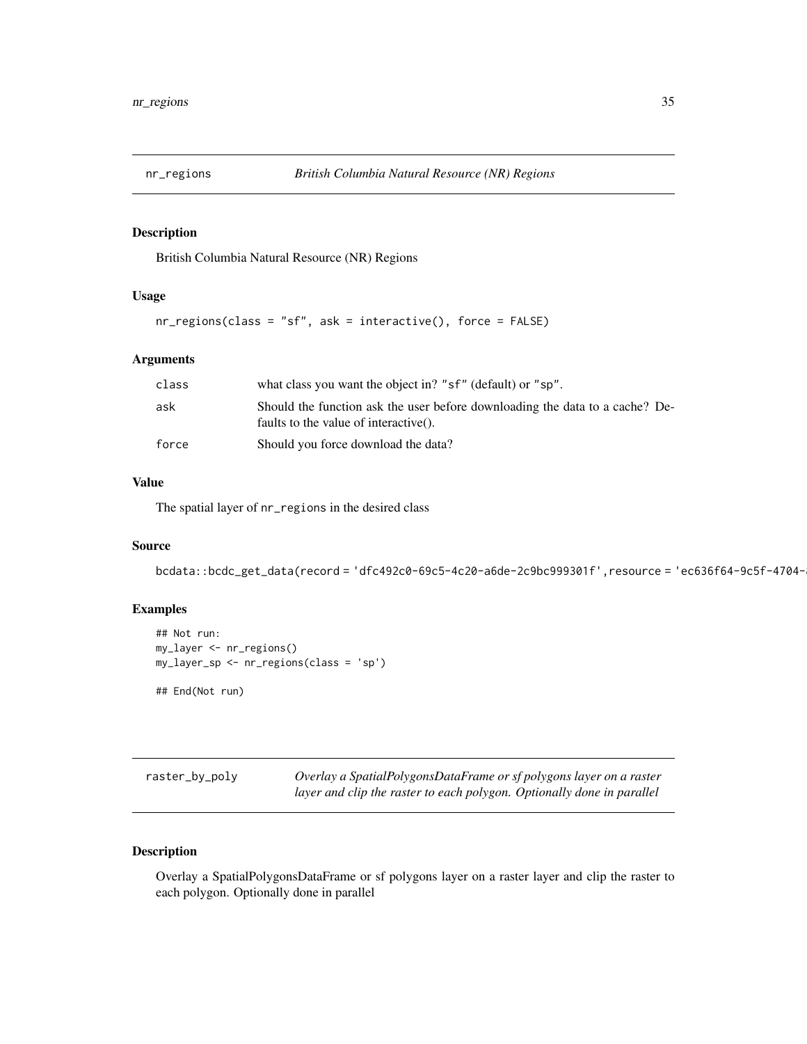## nr_regions — *British Columbia Natural Resource (NR) Regions*

### Description

British Columbia Natural Resource (NR) Regions

### Usage

```
nr_regions(class = "sf", ask = interactive(), force = FALSE)
```

### Arguments

| | |
|---|---|
| class | what class you want the object in? "sf" (default) or "sp". |
| ask | Should the function ask the user before downloading the data to a cache? Defaults to the value of interactive(). |
| force | Should you force download the data? |

### Value

The spatial layer of `nr_regions` in the desired class

### Source

`bcdata::bcdc_get_data(record = 'dfc492c0-69c5-4c20-a6de-2c9bc999301f',resource = 'ec636f64-9c5f-4704-`

### Examples

```
## Not run:
my_layer <- nr_regions()
my_layer_sp <- nr_regions(class = 'sp')

## End(Not run)
```

## raster_by_poly — *Overlay a SpatialPolygonsDataFrame or sf polygons layer on a raster layer and clip the raster to each polygon. Optionally done in parallel*

### Description

Overlay a SpatialPolygonsDataFrame or sf polygons layer on a raster layer and clip the raster to each polygon. Optionally done in parallel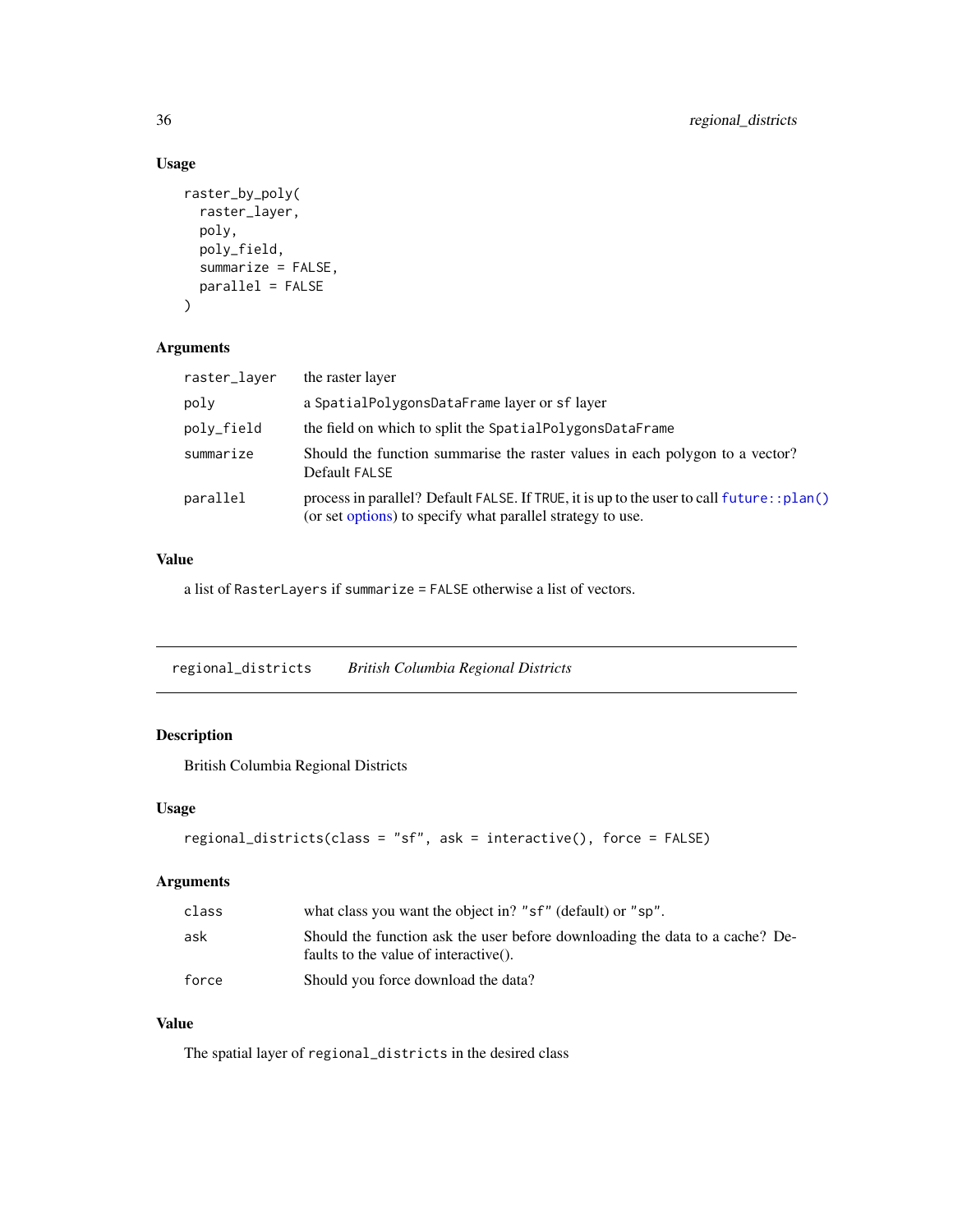### Usage

```
raster_by_poly(
  raster_layer,
  poly,
  poly_field,
  summarize = FALSE,
  parallel = FALSE
)
```

### Arguments

| | |
|---|---|
| raster_layer | the raster layer |
| poly | a SpatialPolygonsDataFrame layer or sf layer |
| poly_field | the field on which to split the SpatialPolygonsDataFrame |
| summarize | Should the function summarise the raster values in each polygon to a vector? Default FALSE |
| parallel | process in parallel? Default FALSE. If TRUE, it is up to the user to call future::plan() (or set options) to specify what parallel strategy to use. |

### Value

a list of RasterLayers if summarize = FALSE otherwise a list of vectors.

---

## regional_districts *British Columbia Regional Districts*

### Description

British Columbia Regional Districts

### Usage

```
regional_districts(class = "sf", ask = interactive(), force = FALSE)
```

### Arguments

| | |
|---|---|
| class | what class you want the object in? "sf" (default) or "sp". |
| ask | Should the function ask the user before downloading the data to a cache? Defaults to the value of interactive(). |
| force | Should you force download the data? |

### Value

The spatial layer of regional_districts in the desired class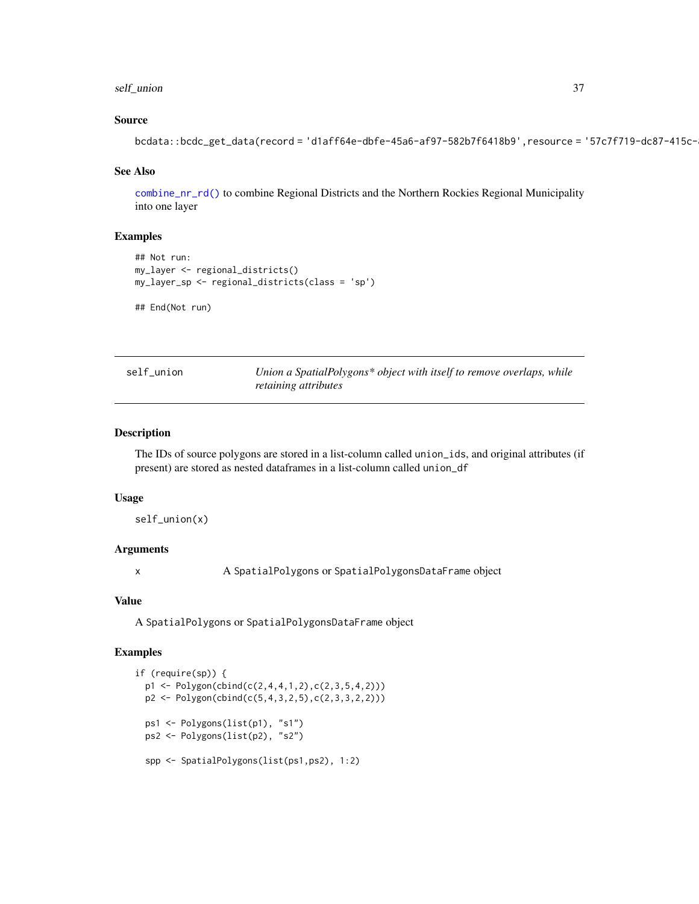### Source

```
bcdata::bcdc_get_data(record = 'd1aff64e-dbfe-45a6-af97-582b7f6418b9',resource = '57c7f719-dc87-415c-
```

### See Also

`combine_nr_rd()` to combine Regional Districts and the Northern Rockies Regional Municipality into one layer

### Examples

```
## Not run:
my_layer <- regional_districts()
my_layer_sp <- regional_districts(class = 'sp')

## End(Not run)
```

---

## self_union    *Union a SpatialPolygons* object with itself to remove overlaps, while retaining attributes*

---

### Description

The IDs of source polygons are stored in a list-column called `union_ids`, and original attributes (if present) are stored as nested dataframes in a list-column called `union_df`

### Usage

```
self_union(x)
```

### Arguments

| | |
|---|---|
| x | A `SpatialPolygons` or `SpatialPolygonsDataFrame` object |

### Value

A `SpatialPolygons` or `SpatialPolygonsDataFrame` object

### Examples

```
if (require(sp)) {
  p1 <- Polygon(cbind(c(2,4,4,1,2),c(2,3,5,4,2)))
  p2 <- Polygon(cbind(c(5,4,3,2,5),c(2,3,3,2,2)))

  ps1 <- Polygons(list(p1), "s1")
  ps2 <- Polygons(list(p2), "s2")

  spp <- SpatialPolygons(list(ps1,ps2), 1:2)
```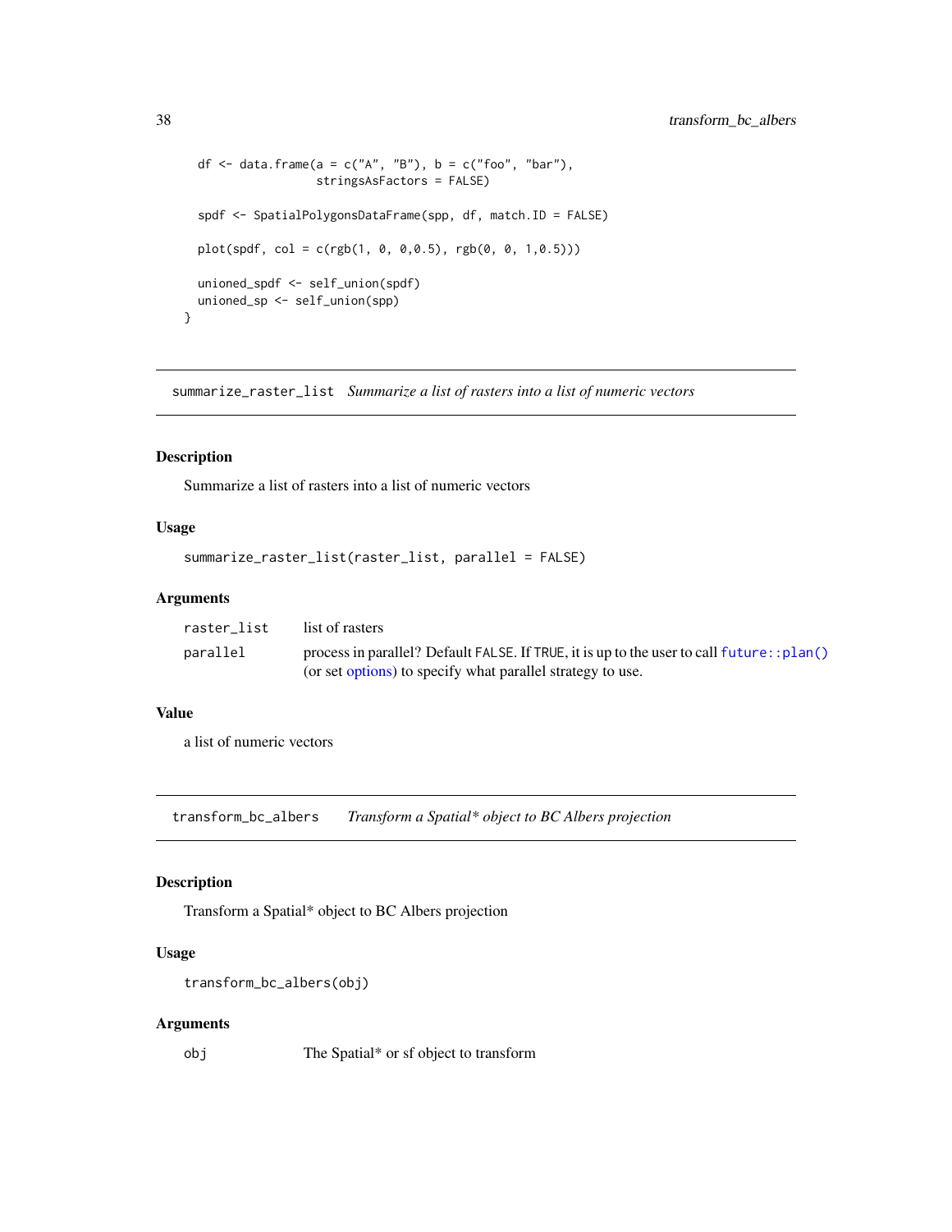```
  df <- data.frame(a = c("A", "B"), b = c("foo", "bar"),
                   stringsAsFactors = FALSE)

  spdf <- SpatialPolygonsDataFrame(spp, df, match.ID = FALSE)

  plot(spdf, col = c(rgb(1, 0, 0,0.5), rgb(0, 0, 1,0.5)))

  unioned_spdf <- self_union(spdf)
  unioned_sp <- self_union(spp)
}
```

## summarize_raster_list *Summarize a list of rasters into a list of numeric vectors*

### Description

Summarize a list of rasters into a list of numeric vectors

### Usage

```
summarize_raster_list(raster_list, parallel = FALSE)
```

### Arguments

| | |
|---|---|
| raster_list | list of rasters |
| parallel | process in parallel? Default FALSE. If TRUE, it is up to the user to call future::plan() (or set options) to specify what parallel strategy to use. |

### Value

a list of numeric vectors

## transform_bc_albers *Transform a Spatial* object to BC Albers projection*

### Description

Transform a Spatial* object to BC Albers projection

### Usage

```
transform_bc_albers(obj)
```

### Arguments

| | |
|---|---|
| obj | The Spatial* or sf object to transform |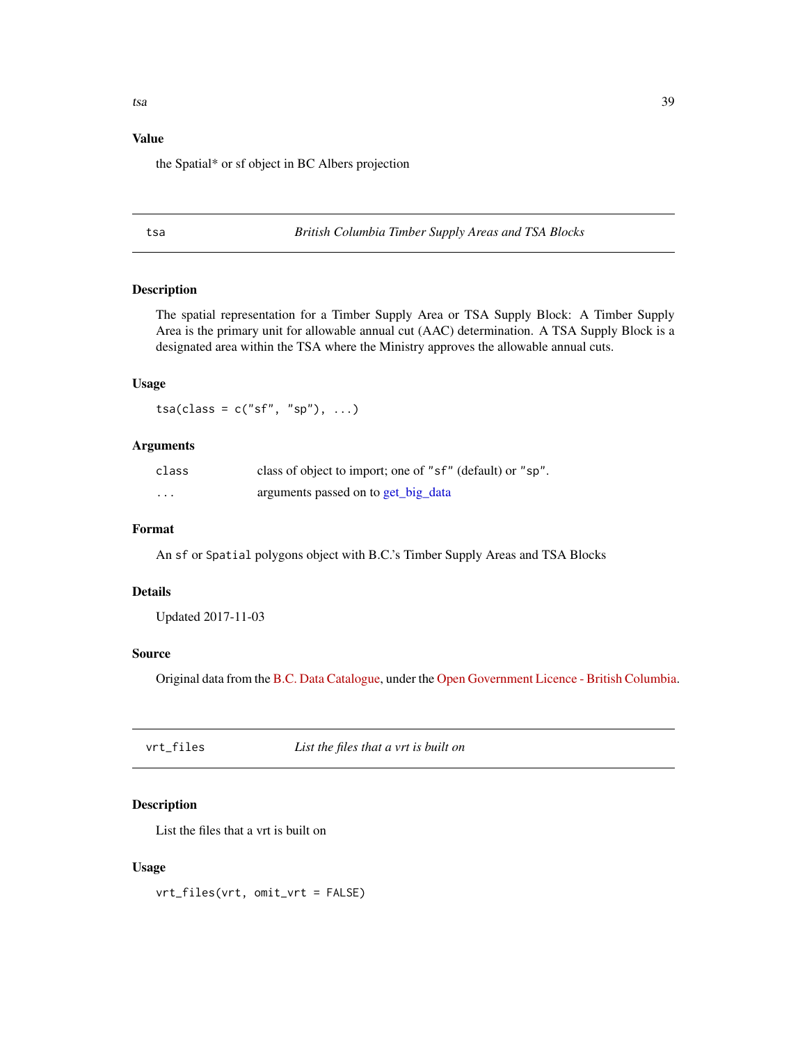## Value

the Spatial* or sf object in BC Albers projection

---

## tsa — *British Columbia Timber Supply Areas and TSA Blocks*

### Description

The spatial representation for a Timber Supply Area or TSA Supply Block: A Timber Supply Area is the primary unit for allowable annual cut (AAC) determination. A TSA Supply Block is a designated area within the TSA where the Ministry approves the allowable annual cuts.

### Usage

```
tsa(class = c("sf", "sp"), ...)
```

### Arguments

| | |
|---|---|
| class | class of object to import; one of "sf" (default) or "sp". |
| ... | arguments passed on to get_big_data |

### Format

An sf or Spatial polygons object with B.C.'s Timber Supply Areas and TSA Blocks

### Details

Updated 2017-11-03

### Source

Original data from the B.C. Data Catalogue, under the Open Government Licence - British Columbia.

---

## vrt_files — *List the files that a vrt is built on*

### Description

List the files that a vrt is built on

### Usage

```
vrt_files(vrt, omit_vrt = FALSE)
```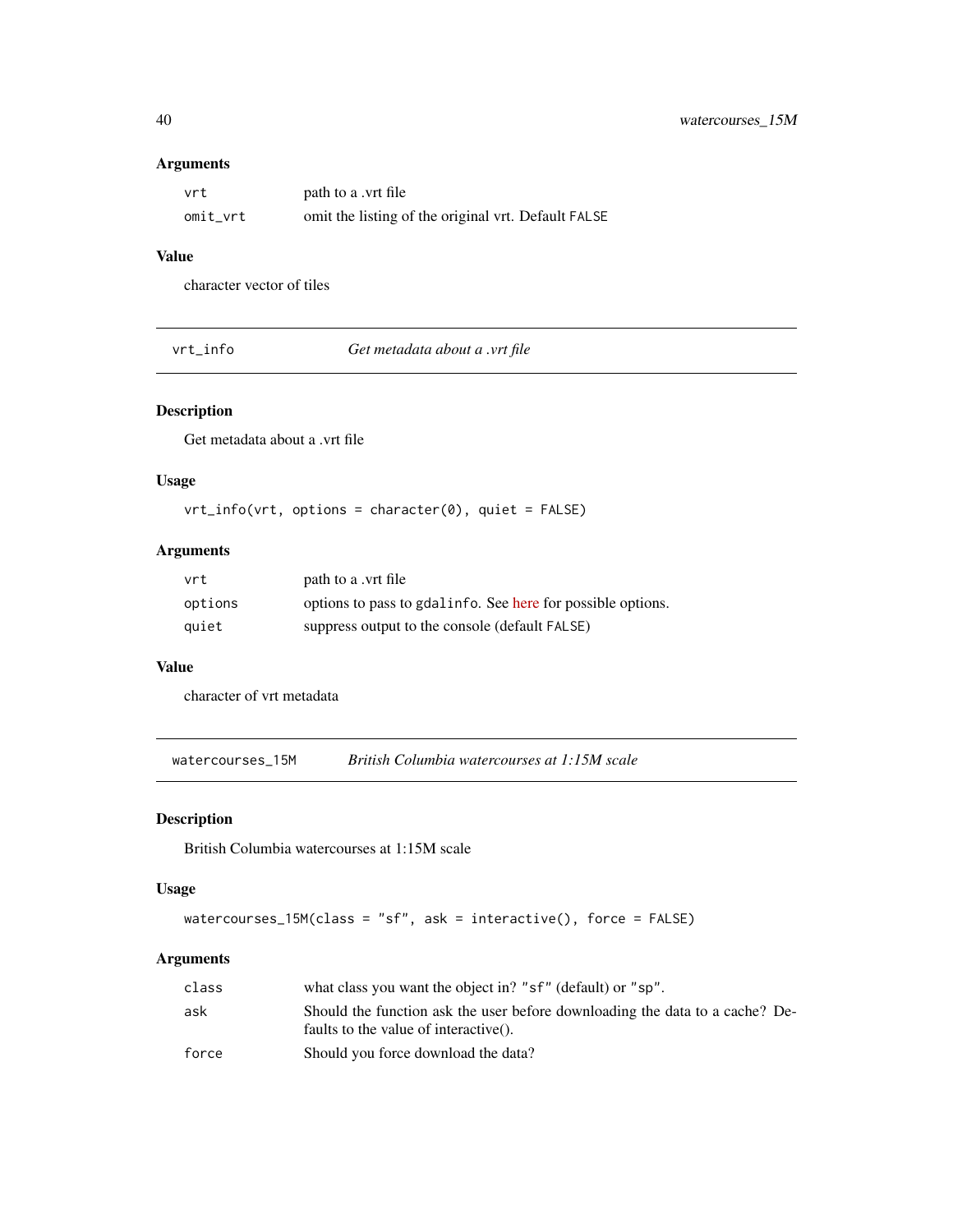### Arguments

| | |
|---|---|
| vrt | path to a .vrt file |
| omit_vrt | omit the listing of the original vrt. Default FALSE |

### Value

character vector of tiles

## vrt_info — *Get metadata about a .vrt file*

### Description

Get metadata about a .vrt file

### Usage

```
vrt_info(vrt, options = character(0), quiet = FALSE)
```

### Arguments

| | |
|---|---|
| vrt | path to a .vrt file |
| options | options to pass to gdalinfo. See here for possible options. |
| quiet | suppress output to the console (default FALSE) |

### Value

character of vrt metadata

## watercourses_15M — *British Columbia watercourses at 1:15M scale*

### Description

British Columbia watercourses at 1:15M scale

### Usage

```
watercourses_15M(class = "sf", ask = interactive(), force = FALSE)
```

### Arguments

| | |
|---|---|
| class | what class you want the object in? "sf" (default) or "sp". |
| ask | Should the function ask the user before downloading the data to a cache? Defaults to the value of interactive(). |
| force | Should you force download the data? |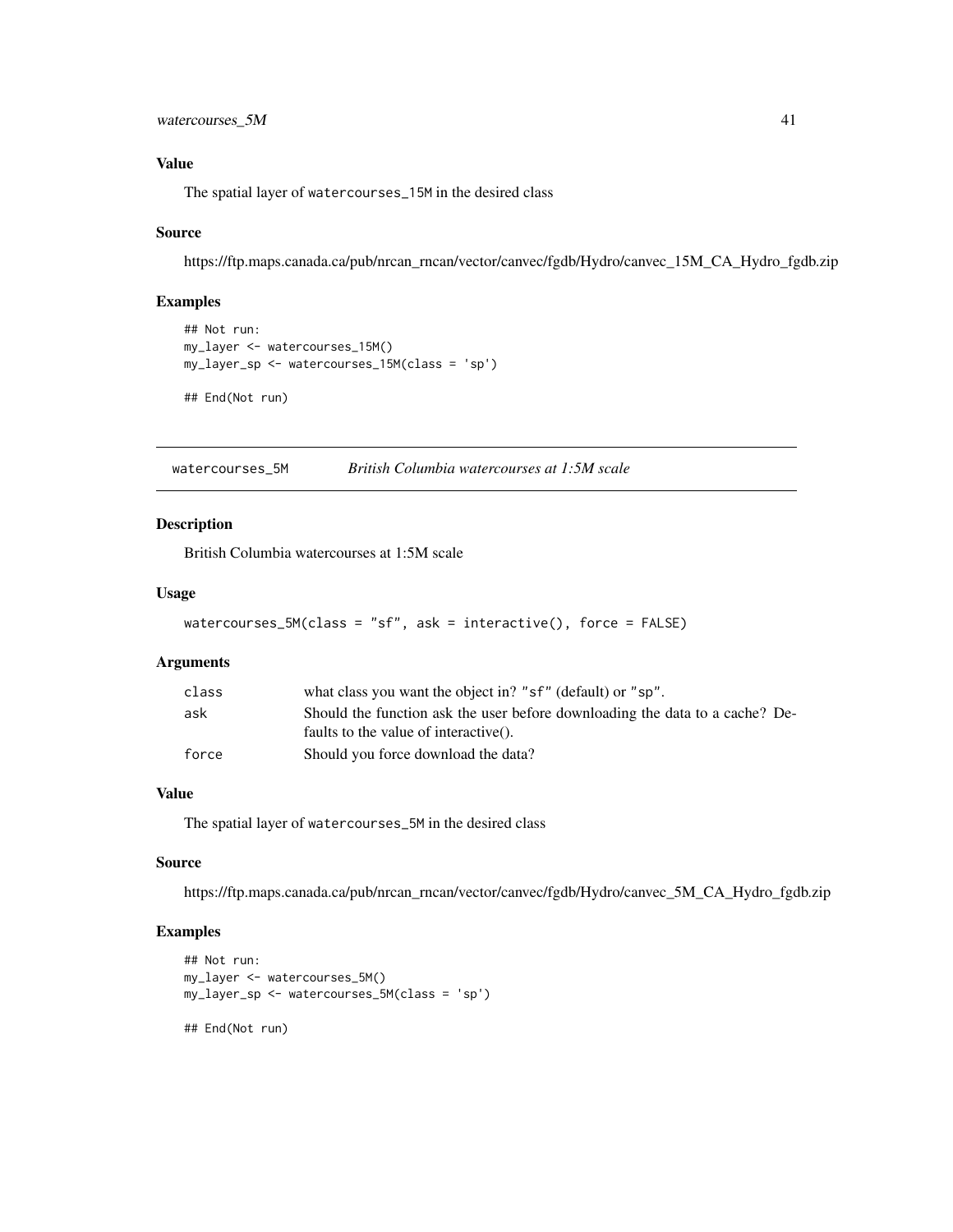## Value

The spatial layer of `watercourses_15M` in the desired class

## Source

https://ftp.maps.canada.ca/pub/nrcan_rncan/vector/canvec/fgdb/Hydro/canvec_15M_CA_Hydro_fgdb.zip

## Examples

```
## Not run:
my_layer <- watercourses_15M()
my_layer_sp <- watercourses_15M(class = 'sp')

## End(Not run)
```

---

# watercourses_5M — *British Columbia watercourses at 1:5M scale*

## Description

British Columbia watercourses at 1:5M scale

## Usage

```
watercourses_5M(class = "sf", ask = interactive(), force = FALSE)
```

## Arguments

| | |
|---|---|
| `class` | what class you want the object in? `"sf"` (default) or `"sp"`. |
| `ask` | Should the function ask the user before downloading the data to a cache? Defaults to the value of interactive(). |
| `force` | Should you force download the data? |

## Value

The spatial layer of `watercourses_5M` in the desired class

## Source

https://ftp.maps.canada.ca/pub/nrcan_rncan/vector/canvec/fgdb/Hydro/canvec_5M_CA_Hydro_fgdb.zip

## Examples

```
## Not run:
my_layer <- watercourses_5M()
my_layer_sp <- watercourses_5M(class = 'sp')

## End(Not run)
```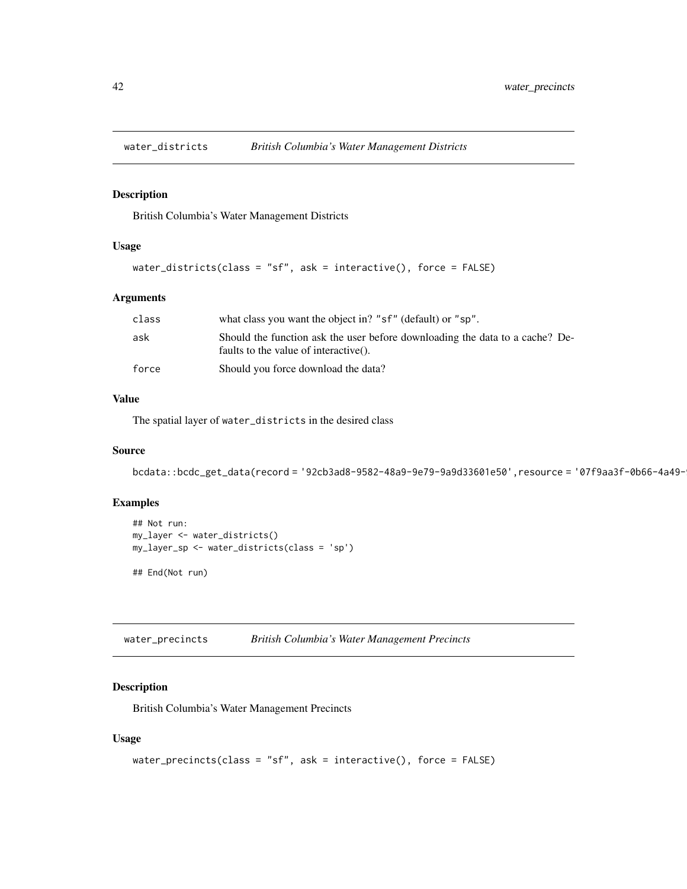## water_districts — *British Columbia's Water Management Districts*

### Description

British Columbia's Water Management Districts

### Usage

```
water_districts(class = "sf", ask = interactive(), force = FALSE)
```

### Arguments

| | |
|---|---|
| class | what class you want the object in? "sf" (default) or "sp". |
| ask | Should the function ask the user before downloading the data to a cache? Defaults to the value of interactive(). |
| force | Should you force download the data? |

### Value

The spatial layer of water_districts in the desired class

### Source

```
bcdata::bcdc_get_data(record = '92cb3ad8-9582-48a9-9e79-9a9d33601e50',resource = '07f9aa3f-0b66-4a49-
```

### Examples

```
## Not run:
my_layer <- water_districts()
my_layer_sp <- water_districts(class = 'sp')

## End(Not run)
```

## water_precincts — *British Columbia's Water Management Precincts*

### Description

British Columbia's Water Management Precincts

### Usage

```
water_precincts(class = "sf", ask = interactive(), force = FALSE)
```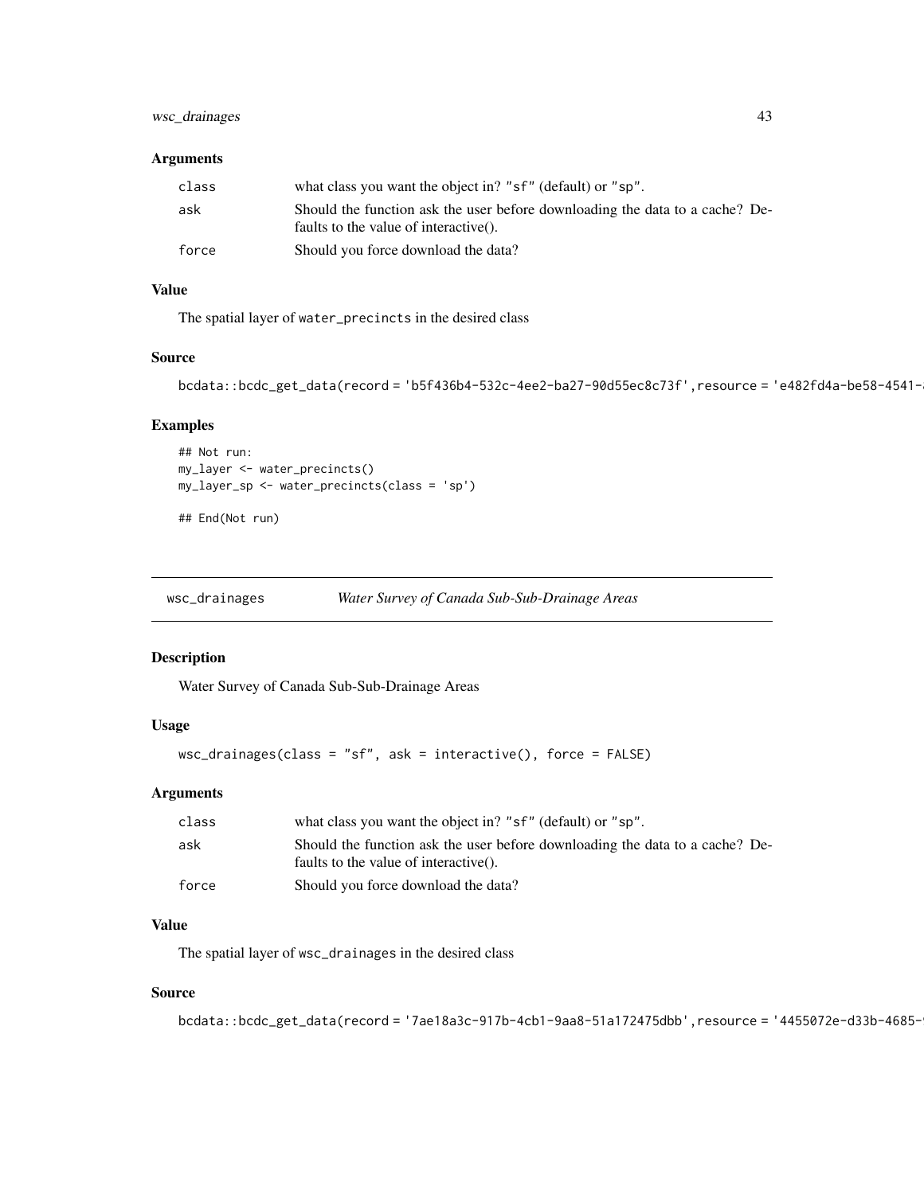### Arguments

| | |
|---|---|
| class | what class you want the object in? "sf" (default) or "sp". |
| ask | Should the function ask the user before downloading the data to a cache? Defaults to the value of interactive(). |
| force | Should you force download the data? |

### Value

The spatial layer of water_precincts in the desired class

### Source

```
bcdata::bcdc_get_data(record = 'b5f436b4-532c-4ee2-ba27-90d55ec8c73f',resource = 'e482fd4a-be58-4541-
```

### Examples

```
## Not run:
my_layer <- water_precincts()
my_layer_sp <- water_precincts(class = 'sp')

## End(Not run)
```

---

## wsc_drainages — *Water Survey of Canada Sub-Sub-Drainage Areas*

### Description

Water Survey of Canada Sub-Sub-Drainage Areas

### Usage

```
wsc_drainages(class = "sf", ask = interactive(), force = FALSE)
```

### Arguments

| | |
|---|---|
| class | what class you want the object in? "sf" (default) or "sp". |
| ask | Should the function ask the user before downloading the data to a cache? Defaults to the value of interactive(). |
| force | Should you force download the data? |

### Value

The spatial layer of wsc_drainages in the desired class

### Source

```
bcdata::bcdc_get_data(record = '7ae18a3c-917b-4cb1-9aa8-51a172475dbb',resource = '4455072e-d33b-4685-
```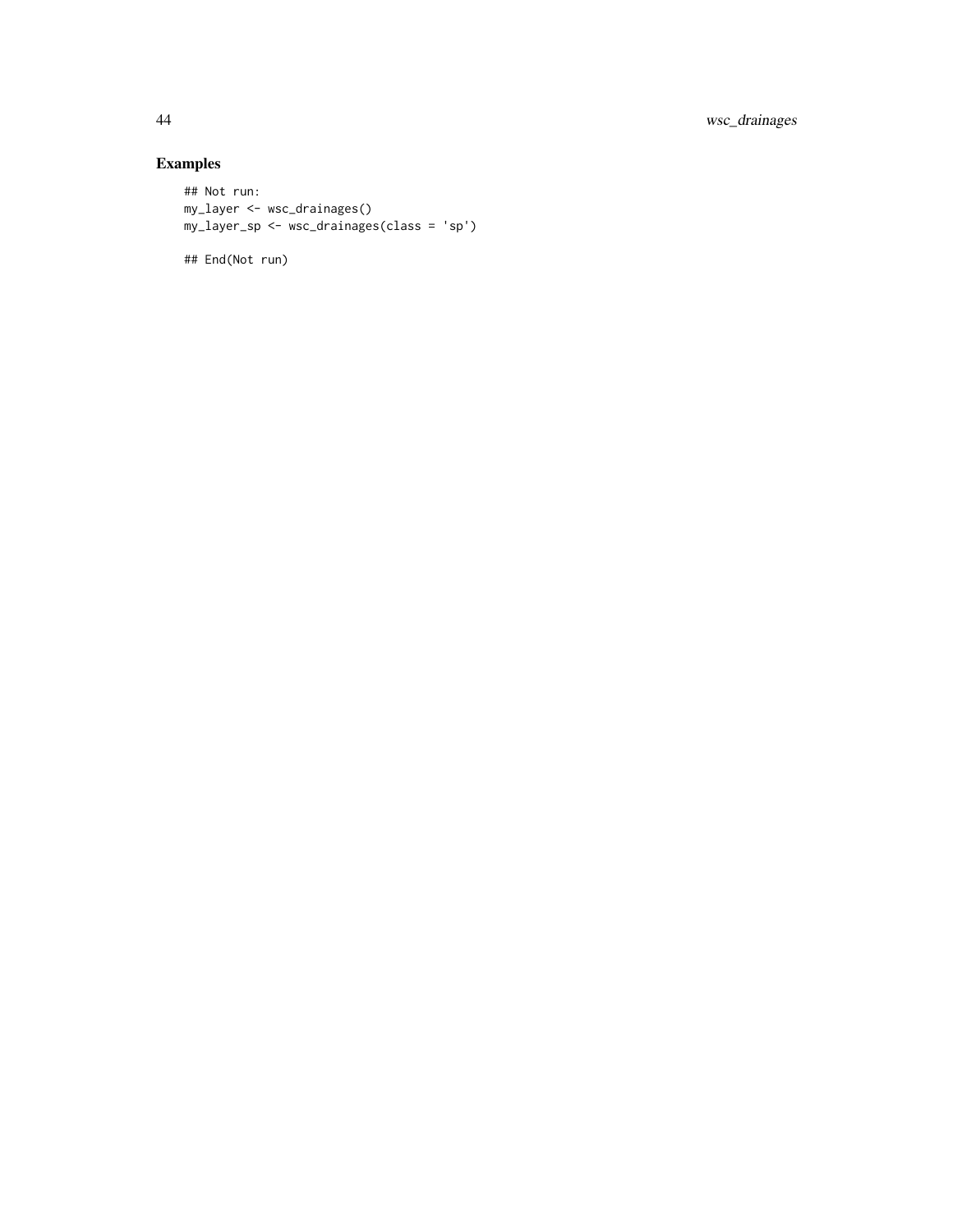## Examples

```
## Not run:
my_layer <- wsc_drainages()
my_layer_sp <- wsc_drainages(class = 'sp')

## End(Not run)
```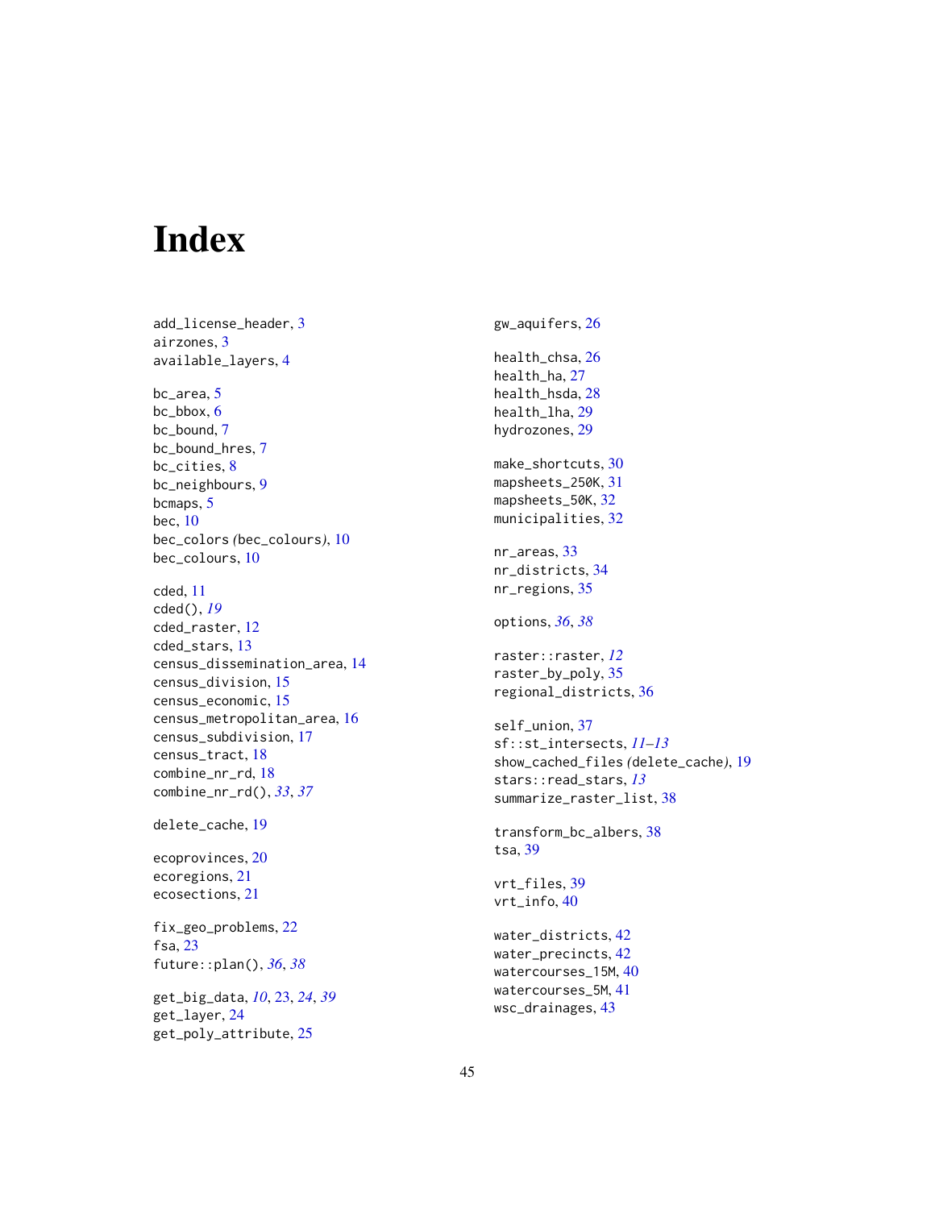# Index

add_license_header, 3
airzones, 3
available_layers, 4

bc_area, 5
bc_bbox, 6
bc_bound, 7
bc_bound_hres, 7
bc_cities, 8
bc_neighbours, 9
bcmaps, 5
bec, 10
bec_colors *(bec_colours)*, 10
bec_colours, 10

cded, 11
cded(), *19*
cded_raster, 12
cded_stars, 13
census_dissemination_area, 14
census_division, 15
census_economic, 15
census_metropolitan_area, 16
census_subdivision, 17
census_tract, 18
combine_nr_rd, 18
combine_nr_rd(), *33*, *37*

delete_cache, 19

ecoprovinces, 20
ecoregions, 21
ecosections, 21

fix_geo_problems, 22
fsa, 23
future::plan(), *36*, *38*

get_big_data, *10*, 23, *24*, *39*
get_layer, 24
get_poly_attribute, 25

gw_aquifers, 26

health_chsa, 26
health_ha, 27
health_hsda, 28
health_lha, 29
hydrozones, 29

make_shortcuts, 30
mapsheets_250K, 31
mapsheets_50K, 32
municipalities, 32

nr_areas, 33
nr_districts, 34
nr_regions, 35

options, *36*, *38*

raster::raster, *12*
raster_by_poly, 35
regional_districts, 36

self_union, 37
sf::st_intersects, *11–13*
show_cached_files *(delete_cache)*, 19
stars::read_stars, *13*
summarize_raster_list, 38

transform_bc_albers, 38
tsa, 39

vrt_files, 39
vrt_info, 40

water_districts, 42
water_precincts, 42
watercourses_15M, 40
watercourses_5M, 41
wsc_drainages, 43